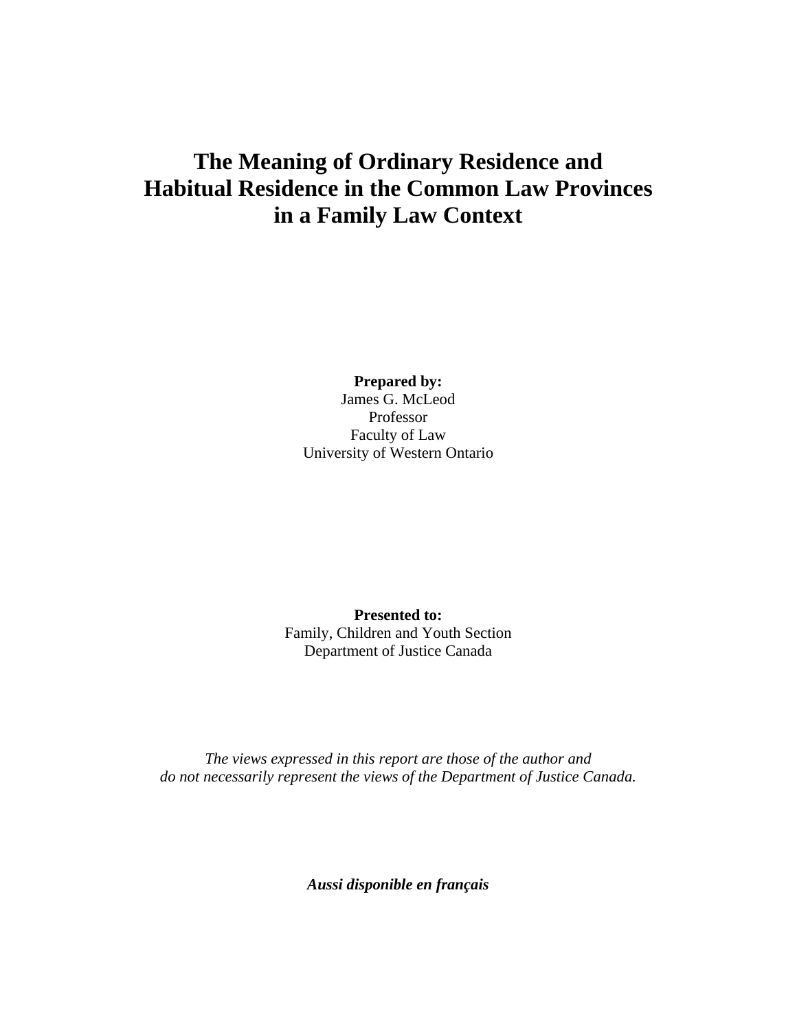# The Meaning of Ordinary Residence and Habitual Residence in the Common Law Provinces in a Family Law Context

**Prepared by:**
James G. McLeod
Professor
Faculty of Law
University of Western Ontario

**Presented to:**
Family, Children and Youth Section
Department of Justice Canada

*The views expressed in this report are those of the author and do not necessarily represent the views of the Department of Justice Canada.*

***Aussi disponible en français***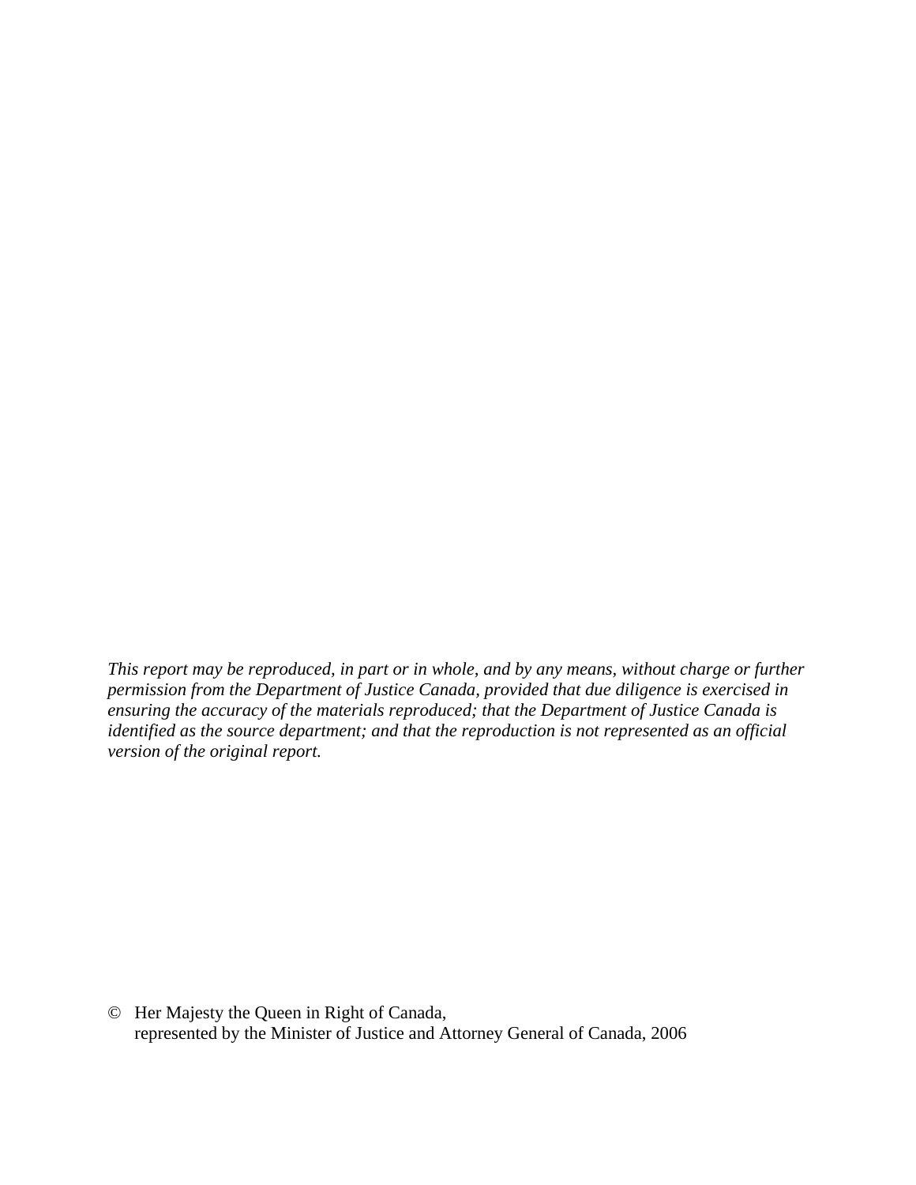*This report may be reproduced, in part or in whole, and by any means, without charge or further permission from the Department of Justice Canada, provided that due diligence is exercised in ensuring the accuracy of the materials reproduced; that the Department of Justice Canada is identified as the source department; and that the reproduction is not represented as an official version of the original report.*

© Her Majesty the Queen in Right of Canada,
represented by the Minister of Justice and Attorney General of Canada, 2006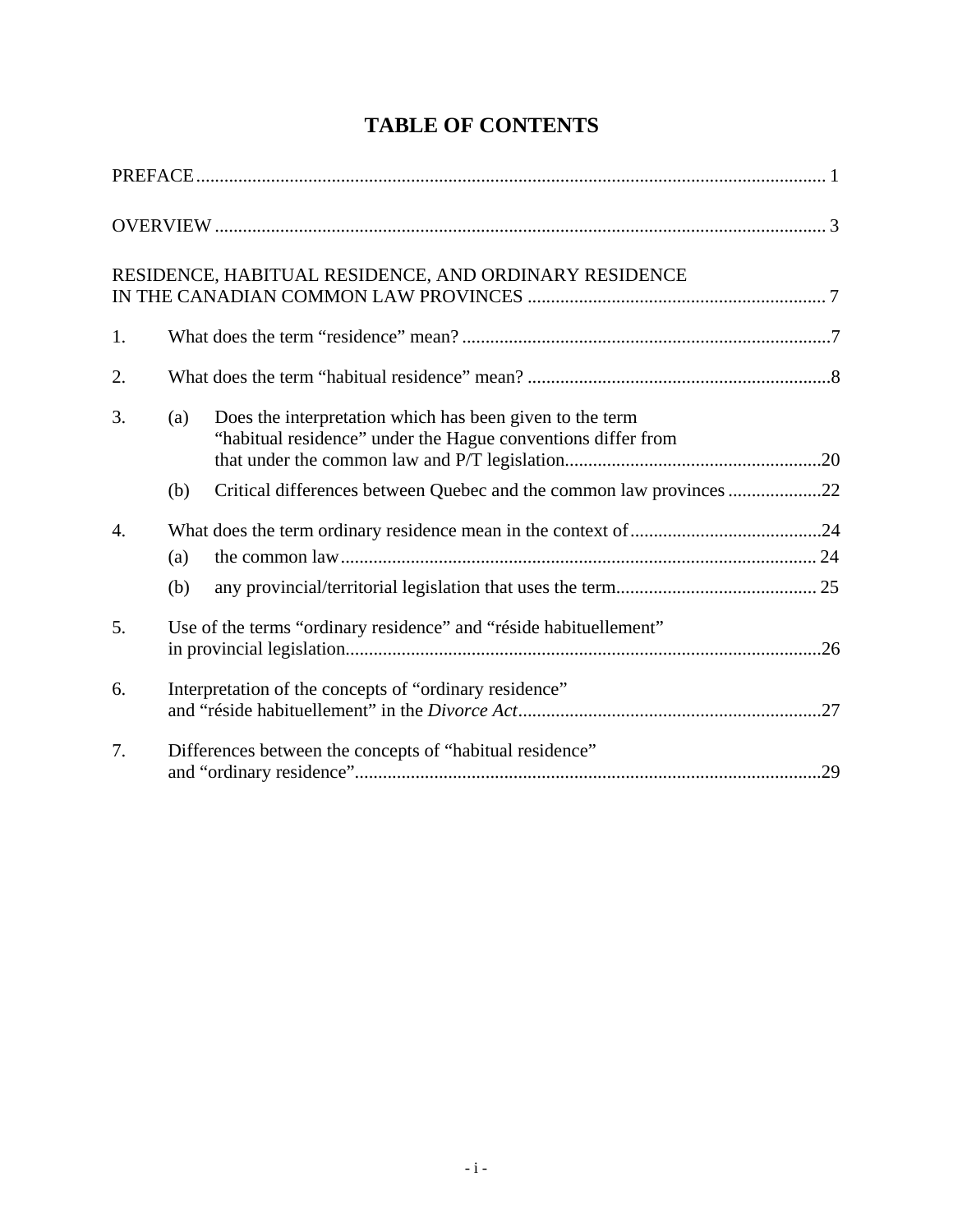# TABLE OF CONTENTS

PREFACE ........................................................................................................................ 1

OVERVIEW .................................................................................................................... 3

RESIDENCE, HABITUAL RESIDENCE, AND ORDINARY RESIDENCE IN THE CANADIAN COMMON LAW PROVINCES ............................................................... 7

1. What does the term “residence” mean? ...............................................................................7

2. What does the term “habitual residence” mean? .................................................................8

3. (a) Does the interpretation which has been given to the term “habitual residence” under the Hague conventions differ from that under the common law and P/T legislation.......................................................20

   (b) Critical differences between Quebec and the common law provinces ....................22

4. What does the term ordinary residence mean in the context of.........................................24

   (a) the common law..................................................................................................... 24

   (b) any provincial/territorial legislation that uses the term........................................... 25

5. Use of the terms “ordinary residence” and “réside habituellement” in provincial legislation.....................................................................................................26

6. Interpretation of the concepts of “ordinary residence” and “réside habituellement” in the *Divorce Act*.................................................................27

7. Differences between the concepts of “habitual residence” and “ordinary residence”...................................................................................................29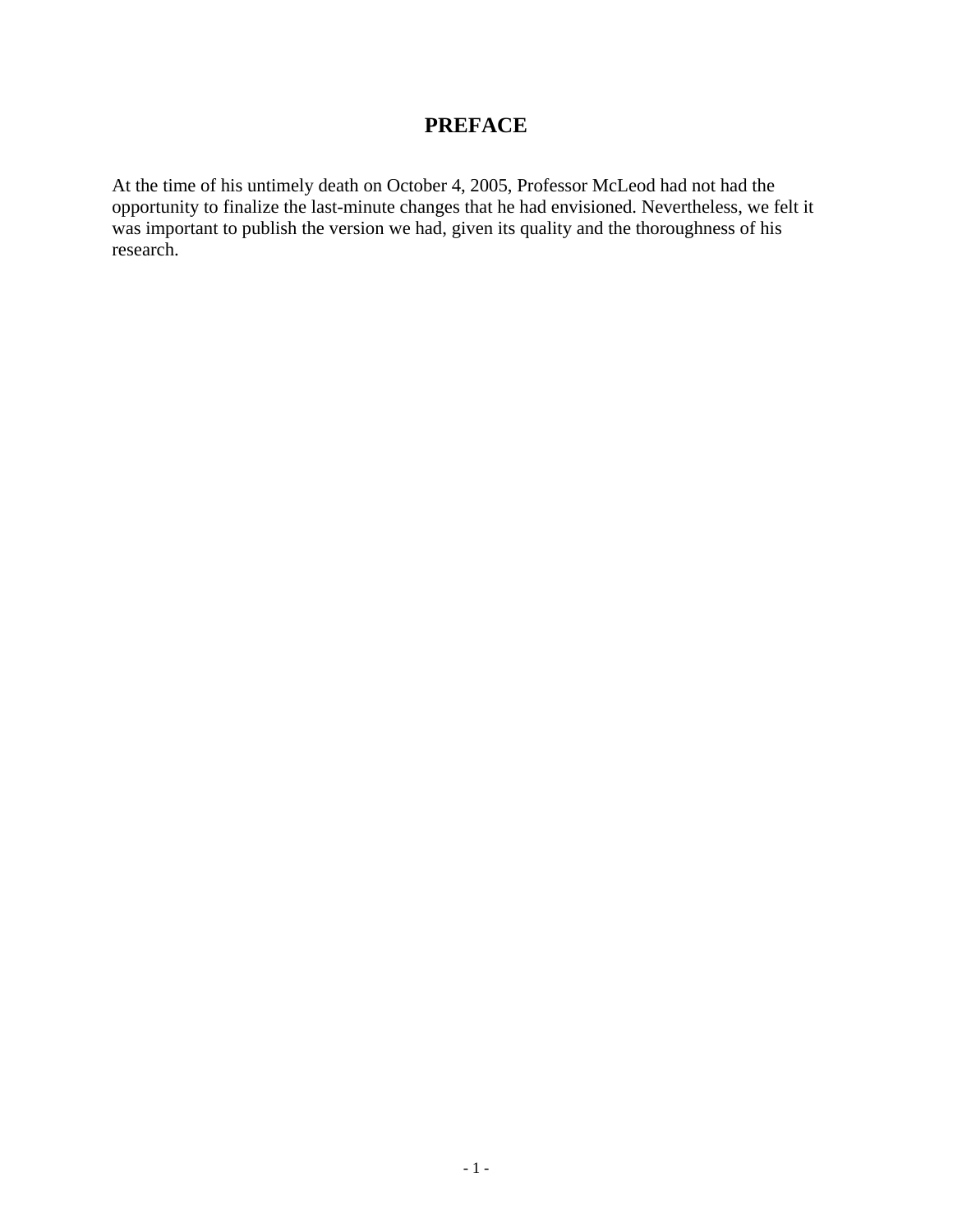# PREFACE

At the time of his untimely death on October 4, 2005, Professor McLeod had not had the opportunity to finalize the last-minute changes that he had envisioned. Nevertheless, we felt it was important to publish the version we had, given its quality and the thoroughness of his research.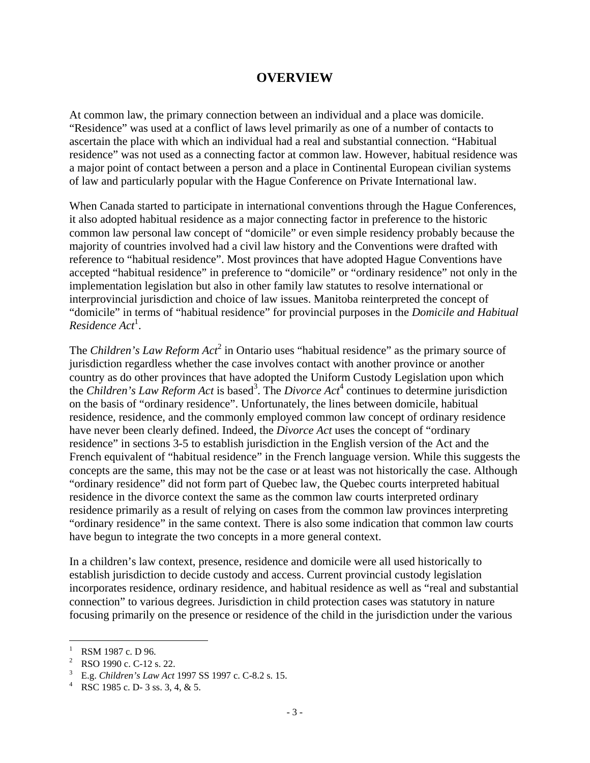# OVERVIEW

At common law, the primary connection between an individual and a place was domicile. "Residence" was used at a conflict of laws level primarily as one of a number of contacts to ascertain the place with which an individual had a real and substantial connection. "Habitual residence" was not used as a connecting factor at common law. However, habitual residence was a major point of contact between a person and a place in Continental European civilian systems of law and particularly popular with the Hague Conference on Private International law.

When Canada started to participate in international conventions through the Hague Conferences, it also adopted habitual residence as a major connecting factor in preference to the historic common law personal law concept of "domicile" or even simple residency probably because the majority of countries involved had a civil law history and the Conventions were drafted with reference to "habitual residence". Most provinces that have adopted Hague Conventions have accepted "habitual residence" in preference to "domicile" or "ordinary residence" not only in the implementation legislation but also in other family law statutes to resolve international or interprovincial jurisdiction and choice of law issues. Manitoba reinterpreted the concept of "domicile" in terms of "habitual residence" for provincial purposes in the *Domicile and Habitual Residence Act*[1].

The *Children's Law Reform Act*[2] in Ontario uses "habitual residence" as the primary source of jurisdiction regardless whether the case involves contact with another province or another country as do other provinces that have adopted the Uniform Custody Legislation upon which the *Children's Law Reform Act* is based[3]. The *Divorce Act*[4] continues to determine jurisdiction on the basis of "ordinary residence". Unfortunately, the lines between domicile, habitual residence, residence, and the commonly employed common law concept of ordinary residence have never been clearly defined. Indeed, the *Divorce Act* uses the concept of "ordinary residence" in sections 3-5 to establish jurisdiction in the English version of the Act and the French equivalent of "habitual residence" in the French language version. While this suggests the concepts are the same, this may not be the case or at least was not historically the case. Although "ordinary residence" did not form part of Quebec law, the Quebec courts interpreted habitual residence in the divorce context the same as the common law courts interpreted ordinary residence primarily as a result of relying on cases from the common law provinces interpreting "ordinary residence" in the same context. There is also some indication that common law courts have begun to integrate the two concepts in a more general context.

In a children's law context, presence, residence and domicile were all used historically to establish jurisdiction to decide custody and access. Current provincial custody legislation incorporates residence, ordinary residence, and habitual residence as well as "real and substantial connection" to various degrees. Jurisdiction in child protection cases was statutory in nature focusing primarily on the presence or residence of the child in the jurisdiction under the various

---

[1] RSM 1987 c. D 96.

[2] RSO 1990 c. C-12 s. 22.

[3] E.g. *Children's Law Act* 1997 SS 1997 c. C-8.2 s. 15.

[4] RSC 1985 c. D- 3 ss. 3, 4, & 5.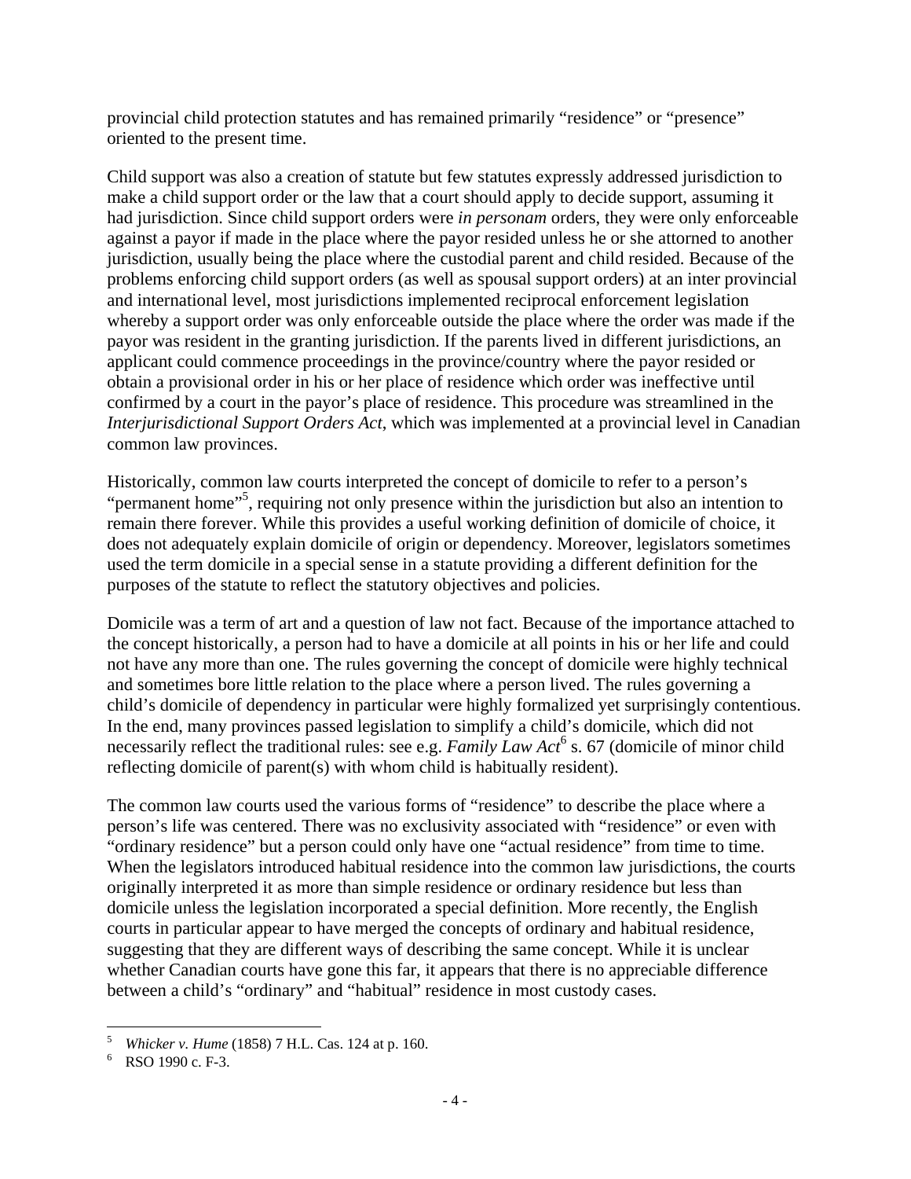provincial child protection statutes and has remained primarily "residence" or "presence" oriented to the present time.

Child support was also a creation of statute but few statutes expressly addressed jurisdiction to make a child support order or the law that a court should apply to decide support, assuming it had jurisdiction. Since child support orders were *in personam* orders, they were only enforceable against a payor if made in the place where the payor resided unless he or she attorned to another jurisdiction, usually being the place where the custodial parent and child resided. Because of the problems enforcing child support orders (as well as spousal support orders) at an inter provincial and international level, most jurisdictions implemented reciprocal enforcement legislation whereby a support order was only enforceable outside the place where the order was made if the payor was resident in the granting jurisdiction. If the parents lived in different jurisdictions, an applicant could commence proceedings in the province/country where the payor resided or obtain a provisional order in his or her place of residence which order was ineffective until confirmed by a court in the payor's place of residence. This procedure was streamlined in the *Interjurisdictional Support Orders Act*, which was implemented at a provincial level in Canadian common law provinces.

Historically, common law courts interpreted the concept of domicile to refer to a person's "permanent home"[5], requiring not only presence within the jurisdiction but also an intention to remain there forever. While this provides a useful working definition of domicile of choice, it does not adequately explain domicile of origin or dependency. Moreover, legislators sometimes used the term domicile in a special sense in a statute providing a different definition for the purposes of the statute to reflect the statutory objectives and policies.

Domicile was a term of art and a question of law not fact. Because of the importance attached to the concept historically, a person had to have a domicile at all points in his or her life and could not have any more than one. The rules governing the concept of domicile were highly technical and sometimes bore little relation to the place where a person lived. The rules governing a child's domicile of dependency in particular were highly formalized yet surprisingly contentious. In the end, many provinces passed legislation to simplify a child's domicile, which did not necessarily reflect the traditional rules: see e.g. *Family Law Act*[6] s. 67 (domicile of minor child reflecting domicile of parent(s) with whom child is habitually resident).

The common law courts used the various forms of "residence" to describe the place where a person's life was centered. There was no exclusivity associated with "residence" or even with "ordinary residence" but a person could only have one "actual residence" from time to time. When the legislators introduced habitual residence into the common law jurisdictions, the courts originally interpreted it as more than simple residence or ordinary residence but less than domicile unless the legislation incorporated a special definition. More recently, the English courts in particular appear to have merged the concepts of ordinary and habitual residence, suggesting that they are different ways of describing the same concept. While it is unclear whether Canadian courts have gone this far, it appears that there is no appreciable difference between a child's "ordinary" and "habitual" residence in most custody cases.

---

[5] *Whicker v. Hume* (1858) 7 H.L. Cas. 124 at p. 160.

[6] RSO 1990 c. F-3.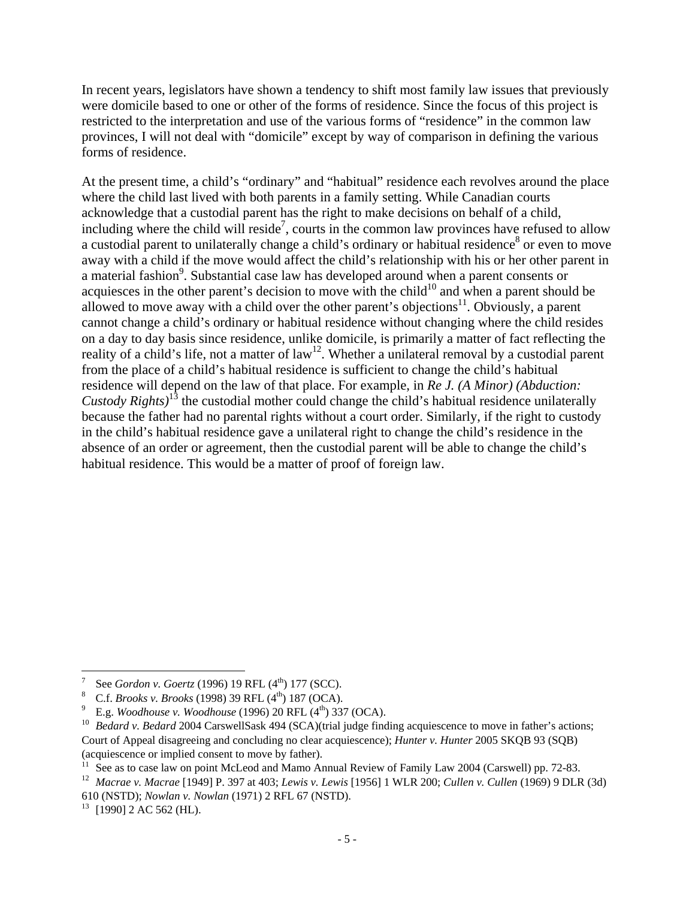In recent years, legislators have shown a tendency to shift most family law issues that previously were domicile based to one or other of the forms of residence. Since the focus of this project is restricted to the interpretation and use of the various forms of "residence" in the common law provinces, I will not deal with "domicile" except by way of comparison in defining the various forms of residence.

At the present time, a child's "ordinary" and "habitual" residence each revolves around the place where the child last lived with both parents in a family setting. While Canadian courts acknowledge that a custodial parent has the right to make decisions on behalf of a child, including where the child will reside[7], courts in the common law provinces have refused to allow a custodial parent to unilaterally change a child's ordinary or habitual residence[8] or even to move away with a child if the move would affect the child's relationship with his or her other parent in a material fashion[9]. Substantial case law has developed around when a parent consents or acquiesces in the other parent's decision to move with the child[10] and when a parent should be allowed to move away with a child over the other parent's objections[11]. Obviously, a parent cannot change a child's ordinary or habitual residence without changing where the child resides on a day to day basis since residence, unlike domicile, is primarily a matter of fact reflecting the reality of a child's life, not a matter of law[12]. Whether a unilateral removal by a custodial parent from the place of a child's habitual residence is sufficient to change the child's habitual residence will depend on the law of that place. For example, in *Re J. (A Minor) (Abduction: Custody Rights)*[13] the custodial mother could change the child's habitual residence unilaterally because the father had no parental rights without a court order. Similarly, if the right to custody in the child's habitual residence gave a unilateral right to change the child's residence in the absence of an order or agreement, then the custodial parent will be able to change the child's habitual residence. This would be a matter of proof of foreign law.

---

[7] See *Gordon v. Goertz* (1996) 19 RFL (4th) 177 (SCC).

[8] C.f. *Brooks v. Brooks* (1998) 39 RFL (4th) 187 (OCA).

[9] E.g. *Woodhouse v. Woodhouse* (1996) 20 RFL (4th) 337 (OCA).

[10] *Bedard v. Bedard* 2004 CarswellSask 494 (SCA)(trial judge finding acquiescence to move in father's actions; Court of Appeal disagreeing and concluding no clear acquiescence); *Hunter v. Hunter* 2005 SKQB 93 (SQB) (acquiescence or implied consent to move by father).

[11] See as to case law on point McLeod and Mamo Annual Review of Family Law 2004 (Carswell) pp. 72-83.

[12] *Macrae v. Macrae* [1949] P. 397 at 403; *Lewis v. Lewis* [1956] 1 WLR 200; *Cullen v. Cullen* (1969) 9 DLR (3d) 610 (NSTD); *Nowlan v. Nowlan* (1971) 2 RFL 67 (NSTD).

[13] [1990] 2 AC 562 (HL).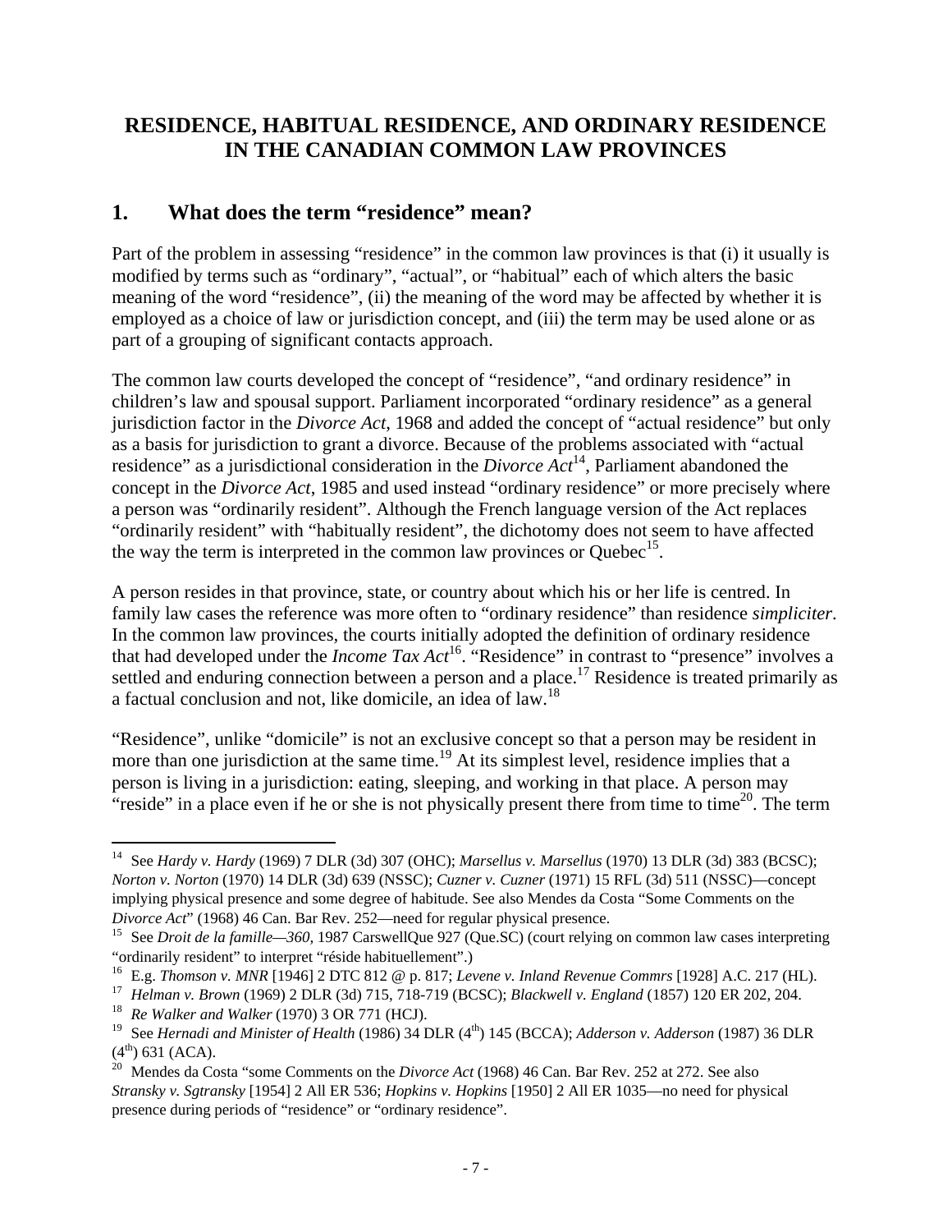# RESIDENCE, HABITUAL RESIDENCE, AND ORDINARY RESIDENCE IN THE CANADIAN COMMON LAW PROVINCES

## 1. What does the term "residence" mean?

Part of the problem in assessing "residence" in the common law provinces is that (i) it usually is modified by terms such as "ordinary", "actual", or "habitual" each of which alters the basic meaning of the word "residence", (ii) the meaning of the word may be affected by whether it is employed as a choice of law or jurisdiction concept, and (iii) the term may be used alone or as part of a grouping of significant contacts approach.

The common law courts developed the concept of "residence", "and ordinary residence" in children's law and spousal support. Parliament incorporated "ordinary residence" as a general jurisdiction factor in the *Divorce Act*, 1968 and added the concept of "actual residence" but only as a basis for jurisdiction to grant a divorce. Because of the problems associated with "actual residence" as a jurisdictional consideration in the *Divorce Act*[14], Parliament abandoned the concept in the *Divorce Act*, 1985 and used instead "ordinary residence" or more precisely where a person was "ordinarily resident". Although the French language version of the Act replaces "ordinarily resident" with "habitually resident", the dichotomy does not seem to have affected the way the term is interpreted in the common law provinces or Quebec[15].

A person resides in that province, state, or country about which his or her life is centred. In family law cases the reference was more often to "ordinary residence" than residence *simpliciter*. In the common law provinces, the courts initially adopted the definition of ordinary residence that had developed under the *Income Tax Act*[16]. "Residence" in contrast to "presence" involves a settled and enduring connection between a person and a place.[17] Residence is treated primarily as a factual conclusion and not, like domicile, an idea of law.[18]

"Residence", unlike "domicile" is not an exclusive concept so that a person may be resident in more than one jurisdiction at the same time.[19] At its simplest level, residence implies that a person is living in a jurisdiction: eating, sleeping, and working in that place. A person may "reside" in a place even if he or she is not physically present there from time to time[20]. The term

---

[14] See *Hardy v. Hardy* (1969) 7 DLR (3d) 307 (OHC); *Marsellus v. Marsellus* (1970) 13 DLR (3d) 383 (BCSC); *Norton v. Norton* (1970) 14 DLR (3d) 639 (NSSC); *Cuzner v. Cuzner* (1971) 15 RFL (3d) 511 (NSSC)—concept implying physical presence and some degree of habitude. See also Mendes da Costa "Some Comments on the *Divorce Act*" (1968) 46 Can. Bar Rev. 252—need for regular physical presence.

[15] See *Droit de la famille—360*, 1987 CarswellQue 927 (Que.SC) (court relying on common law cases interpreting "ordinarily resident" to interpret "réside habituellement".)

[16] E.g. *Thomson v. MNR* [1946] 2 DTC 812 @ p. 817; *Levene v. Inland Revenue Commrs* [1928] A.C. 217 (HL).

[17] *Helman v. Brown* (1969) 2 DLR (3d) 715, 718-719 (BCSC); *Blackwell v. England* (1857) 120 ER 202, 204.

[18] *Re Walker and Walker* (1970) 3 OR 771 (HCJ).

[19] See *Hernadi and Minister of Health* (1986) 34 DLR (4th) 145 (BCCA); *Adderson v. Adderson* (1987) 36 DLR (4th) 631 (ACA).

[20] Mendes da Costa "some Comments on the *Divorce Act* (1968) 46 Can. Bar Rev. 252 at 272. See also *Stransky v. Sgtransky* [1954] 2 All ER 536; *Hopkins v. Hopkins* [1950] 2 All ER 1035—no need for physical presence during periods of "residence" or "ordinary residence".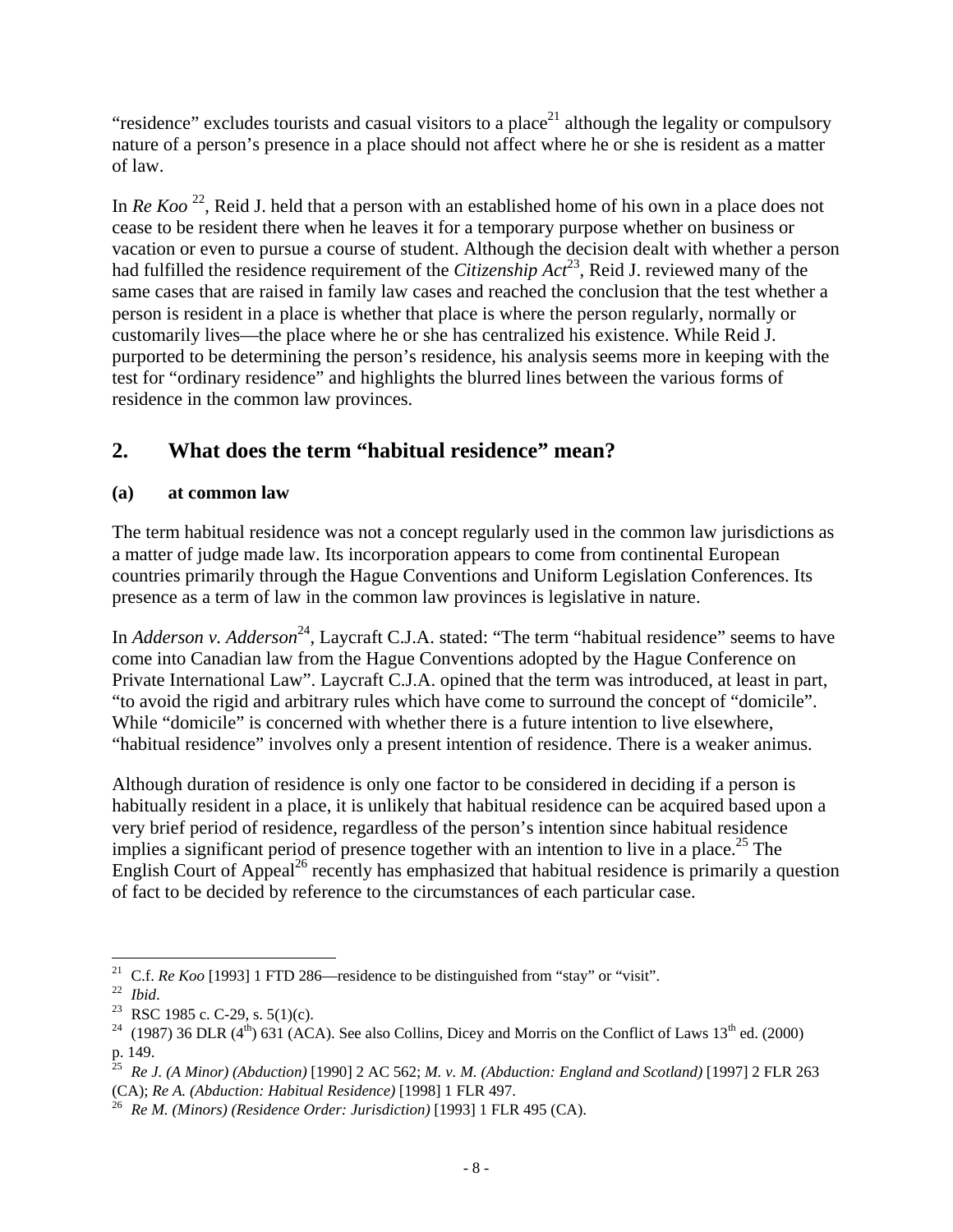"residence" excludes tourists and casual visitors to a place[21] although the legality or compulsory nature of a person's presence in a place should not affect where he or she is resident as a matter of law.

In *Re Koo* [22], Reid J. held that a person with an established home of his own in a place does not cease to be resident there when he leaves it for a temporary purpose whether on business or vacation or even to pursue a course of student. Although the decision dealt with whether a person had fulfilled the residence requirement of the *Citizenship Act*[23], Reid J. reviewed many of the same cases that are raised in family law cases and reached the conclusion that the test whether a person is resident in a place is whether that place is where the person regularly, normally or customarily lives—the place where he or she has centralized his existence. While Reid J. purported to be determining the person's residence, his analysis seems more in keeping with the test for "ordinary residence" and highlights the blurred lines between the various forms of residence in the common law provinces.

## 2. What does the term "habitual residence" mean?

### (a) at common law

The term habitual residence was not a concept regularly used in the common law jurisdictions as a matter of judge made law. Its incorporation appears to come from continental European countries primarily through the Hague Conventions and Uniform Legislation Conferences. Its presence as a term of law in the common law provinces is legislative in nature.

In *Adderson v. Adderson*[24], Laycraft C.J.A. stated: "The term "habitual residence" seems to have come into Canadian law from the Hague Conventions adopted by the Hague Conference on Private International Law". Laycraft C.J.A. opined that the term was introduced, at least in part, "to avoid the rigid and arbitrary rules which have come to surround the concept of "domicile". While "domicile" is concerned with whether there is a future intention to live elsewhere, "habitual residence" involves only a present intention of residence. There is a weaker animus.

Although duration of residence is only one factor to be considered in deciding if a person is habitually resident in a place, it is unlikely that habitual residence can be acquired based upon a very brief period of residence, regardless of the person's intention since habitual residence implies a significant period of presence together with an intention to live in a place.[25] The English Court of Appeal[26] recently has emphasized that habitual residence is primarily a question of fact to be decided by reference to the circumstances of each particular case.

---

[21] C.f. *Re Koo* [1993] 1 FTD 286—residence to be distinguished from "stay" or "visit".

[22] *Ibid*.

[23] RSC 1985 c. C-29, s. 5(1)(c).

[24] (1987) 36 DLR (4th) 631 (ACA). See also Collins, Dicey and Morris on the Conflict of Laws 13th ed. (2000) p. 149.

[25] *Re J. (A Minor) (Abduction)* [1990] 2 AC 562; *M. v. M. (Abduction: England and Scotland)* [1997] 2 FLR 263 (CA); *Re A. (Abduction: Habitual Residence)* [1998] 1 FLR 497.

[26] *Re M. (Minors) (Residence Order: Jurisdiction)* [1993] 1 FLR 495 (CA).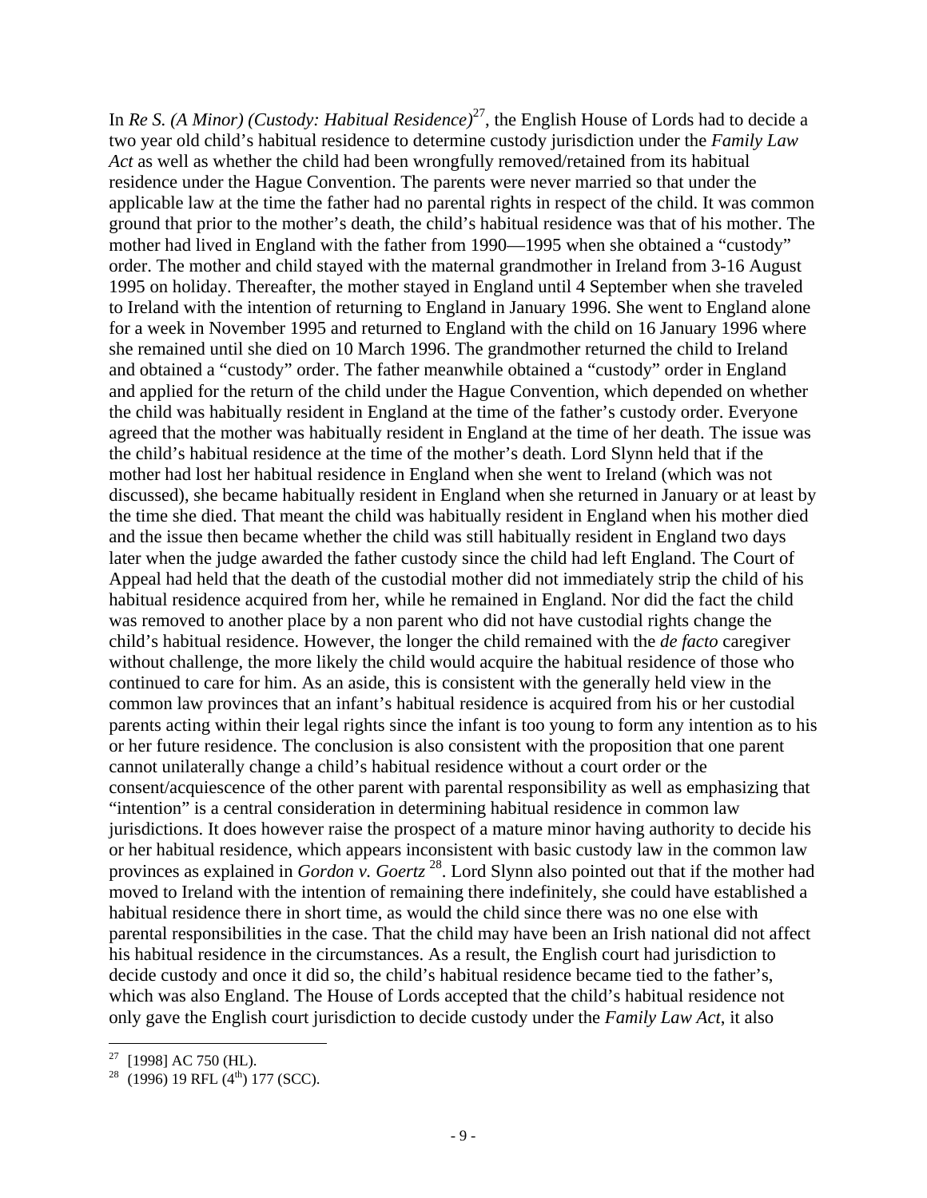In *Re S. (A Minor) (Custody: Habitual Residence)*[27], the English House of Lords had to decide a two year old child's habitual residence to determine custody jurisdiction under the *Family Law Act* as well as whether the child had been wrongfully removed/retained from its habitual residence under the Hague Convention. The parents were never married so that under the applicable law at the time the father had no parental rights in respect of the child. It was common ground that prior to the mother's death, the child's habitual residence was that of his mother. The mother had lived in England with the father from 1990—1995 when she obtained a "custody" order. The mother and child stayed with the maternal grandmother in Ireland from 3-16 August 1995 on holiday. Thereafter, the mother stayed in England until 4 September when she traveled to Ireland with the intention of returning to England in January 1996. She went to England alone for a week in November 1995 and returned to England with the child on 16 January 1996 where she remained until she died on 10 March 1996. The grandmother returned the child to Ireland and obtained a "custody" order. The father meanwhile obtained a "custody" order in England and applied for the return of the child under the Hague Convention, which depended on whether the child was habitually resident in England at the time of the father's custody order. Everyone agreed that the mother was habitually resident in England at the time of her death. The issue was the child's habitual residence at the time of the mother's death. Lord Slynn held that if the mother had lost her habitual residence in England when she went to Ireland (which was not discussed), she became habitually resident in England when she returned in January or at least by the time she died. That meant the child was habitually resident in England when his mother died and the issue then became whether the child was still habitually resident in England two days later when the judge awarded the father custody since the child had left England. The Court of Appeal had held that the death of the custodial mother did not immediately strip the child of his habitual residence acquired from her, while he remained in England. Nor did the fact the child was removed to another place by a non parent who did not have custodial rights change the child's habitual residence. However, the longer the child remained with the *de facto* caregiver without challenge, the more likely the child would acquire the habitual residence of those who continued to care for him. As an aside, this is consistent with the generally held view in the common law provinces that an infant's habitual residence is acquired from his or her custodial parents acting within their legal rights since the infant is too young to form any intention as to his or her future residence. The conclusion is also consistent with the proposition that one parent cannot unilaterally change a child's habitual residence without a court order or the consent/acquiescence of the other parent with parental responsibility as well as emphasizing that "intention" is a central consideration in determining habitual residence in common law jurisdictions. It does however raise the prospect of a mature minor having authority to decide his or her habitual residence, which appears inconsistent with basic custody law in the common law provinces as explained in *Gordon v. Goertz*[28]. Lord Slynn also pointed out that if the mother had moved to Ireland with the intention of remaining there indefinitely, she could have established a habitual residence there in short time, as would the child since there was no one else with parental responsibilities in the case. That the child may have been an Irish national did not affect his habitual residence in the circumstances. As a result, the English court had jurisdiction to decide custody and once it did so, the child's habitual residence became tied to the father's, which was also England. The House of Lords accepted that the child's habitual residence not only gave the English court jurisdiction to decide custody under the *Family Law Act*, it also

[27] [1998] AC 750 (HL).

[28] (1996) 19 RFL (4th) 177 (SCC).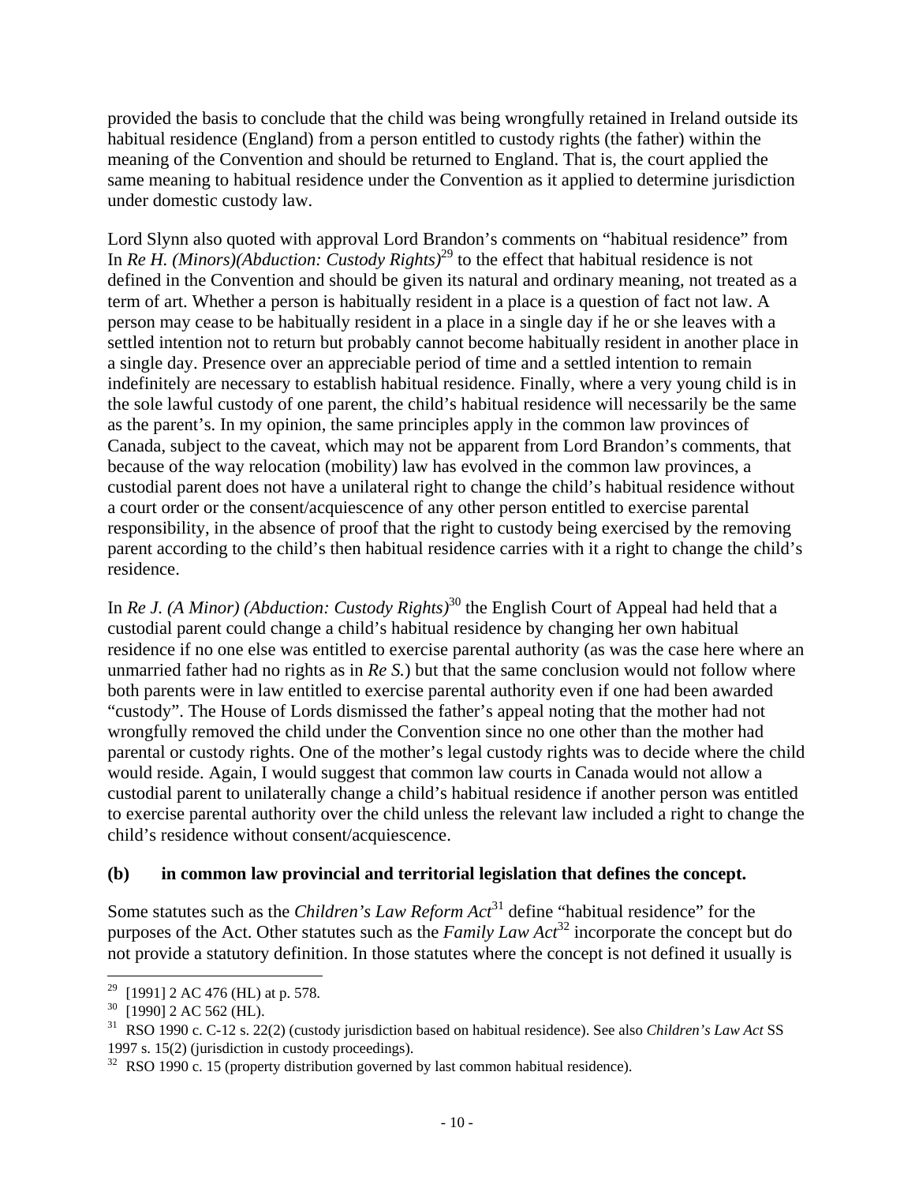provided the basis to conclude that the child was being wrongfully retained in Ireland outside its habitual residence (England) from a person entitled to custody rights (the father) within the meaning of the Convention and should be returned to England. That is, the court applied the same meaning to habitual residence under the Convention as it applied to determine jurisdiction under domestic custody law.

Lord Slynn also quoted with approval Lord Brandon's comments on "habitual residence" from In *Re H. (Minors)(Abduction: Custody Rights)*[29] to the effect that habitual residence is not defined in the Convention and should be given its natural and ordinary meaning, not treated as a term of art. Whether a person is habitually resident in a place is a question of fact not law. A person may cease to be habitually resident in a place in a single day if he or she leaves with a settled intention not to return but probably cannot become habitually resident in another place in a single day. Presence over an appreciable period of time and a settled intention to remain indefinitely are necessary to establish habitual residence. Finally, where a very young child is in the sole lawful custody of one parent, the child's habitual residence will necessarily be the same as the parent's. In my opinion, the same principles apply in the common law provinces of Canada, subject to the caveat, which may not be apparent from Lord Brandon's comments, that because of the way relocation (mobility) law has evolved in the common law provinces, a custodial parent does not have a unilateral right to change the child's habitual residence without a court order or the consent/acquiescence of any other person entitled to exercise parental responsibility, in the absence of proof that the right to custody being exercised by the removing parent according to the child's then habitual residence carries with it a right to change the child's residence.

In *Re J. (A Minor) (Abduction: Custody Rights)*[30] the English Court of Appeal had held that a custodial parent could change a child's habitual residence by changing her own habitual residence if no one else was entitled to exercise parental authority (as was the case here where an unmarried father had no rights as in *Re S.*) but that the same conclusion would not follow where both parents were in law entitled to exercise parental authority even if one had been awarded "custody". The House of Lords dismissed the father's appeal noting that the mother had not wrongfully removed the child under the Convention since no one other than the mother had parental or custody rights. One of the mother's legal custody rights was to decide where the child would reside. Again, I would suggest that common law courts in Canada would not allow a custodial parent to unilaterally change a child's habitual residence if another person was entitled to exercise parental authority over the child unless the relevant law included a right to change the child's residence without consent/acquiescence.

### (b) in common law provincial and territorial legislation that defines the concept.

Some statutes such as the *Children's Law Reform Act*[31] define "habitual residence" for the purposes of the Act. Other statutes such as the *Family Law Act*[32] incorporate the concept but do not provide a statutory definition. In those statutes where the concept is not defined it usually is

---

[29] [1991] 2 AC 476 (HL) at p. 578.

[30] [1990] 2 AC 562 (HL).

[31] RSO 1990 c. C-12 s. 22(2) (custody jurisdiction based on habitual residence). See also *Children's Law Act* SS 1997 s. 15(2) (jurisdiction in custody proceedings).

[32] RSO 1990 c. 15 (property distribution governed by last common habitual residence).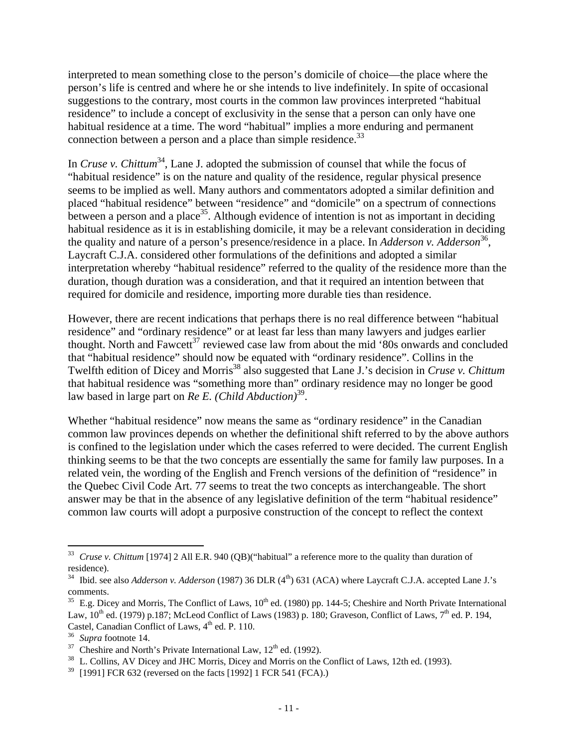interpreted to mean something close to the person's domicile of choice—the place where the person's life is centred and where he or she intends to live indefinitely. In spite of occasional suggestions to the contrary, most courts in the common law provinces interpreted "habitual residence" to include a concept of exclusivity in the sense that a person can only have one habitual residence at a time. The word "habitual" implies a more enduring and permanent connection between a person and a place than simple residence.[33]

In *Cruse v. Chittum*[34], Lane J. adopted the submission of counsel that while the focus of "habitual residence" is on the nature and quality of the residence, regular physical presence seems to be implied as well. Many authors and commentators adopted a similar definition and placed "habitual residence" between "residence" and "domicile" on a spectrum of connections between a person and a place[35]. Although evidence of intention is not as important in deciding habitual residence as it is in establishing domicile, it may be a relevant consideration in deciding the quality and nature of a person's presence/residence in a place. In *Adderson v. Adderson*[36], Laycraft C.J.A. considered other formulations of the definitions and adopted a similar interpretation whereby "habitual residence" referred to the quality of the residence more than the duration, though duration was a consideration, and that it required an intention between that required for domicile and residence, importing more durable ties than residence.

However, there are recent indications that perhaps there is no real difference between "habitual residence" and "ordinary residence" or at least far less than many lawyers and judges earlier thought. North and Fawcett[37] reviewed case law from about the mid '80s onwards and concluded that "habitual residence" should now be equated with "ordinary residence". Collins in the Twelfth edition of Dicey and Morris[38] also suggested that Lane J.'s decision in *Cruse v. Chittum* that habitual residence was "something more than" ordinary residence may no longer be good law based in large part on *Re E. (Child Abduction)*[39].

Whether "habitual residence" now means the same as "ordinary residence" in the Canadian common law provinces depends on whether the definitional shift referred to by the above authors is confined to the legislation under which the cases referred to were decided. The current English thinking seems to be that the two concepts are essentially the same for family law purposes. In a related vein, the wording of the English and French versions of the definition of "residence" in the Quebec Civil Code Art. 77 seems to treat the two concepts as interchangeable. The short answer may be that in the absence of any legislative definition of the term "habitual residence" common law courts will adopt a purposive construction of the concept to reflect the context

---

[33] *Cruse v. Chittum* [1974] 2 All E.R. 940 (QB)("habitual" a reference more to the quality than duration of residence).

[34] Ibid. see also *Adderson v. Adderson* (1987) 36 DLR (4th) 631 (ACA) where Laycraft C.J.A. accepted Lane J.'s comments.

[35] E.g. Dicey and Morris, The Conflict of Laws, 10th ed. (1980) pp. 144-5; Cheshire and North Private International Law, 10th ed. (1979) p.187; McLeod Conflict of Laws (1983) p. 180; Graveson, Conflict of Laws, 7th ed. P. 194, Castel, Canadian Conflict of Laws, 4th ed. P. 110.

[36] *Supra* footnote 14.

[37] Cheshire and North's Private International Law, 12th ed. (1992).

[38] L. Collins, AV Dicey and JHC Morris, Dicey and Morris on the Conflict of Laws, 12th ed. (1993).

[39] [1991] FCR 632 (reversed on the facts [1992] 1 FCR 541 (FCA).)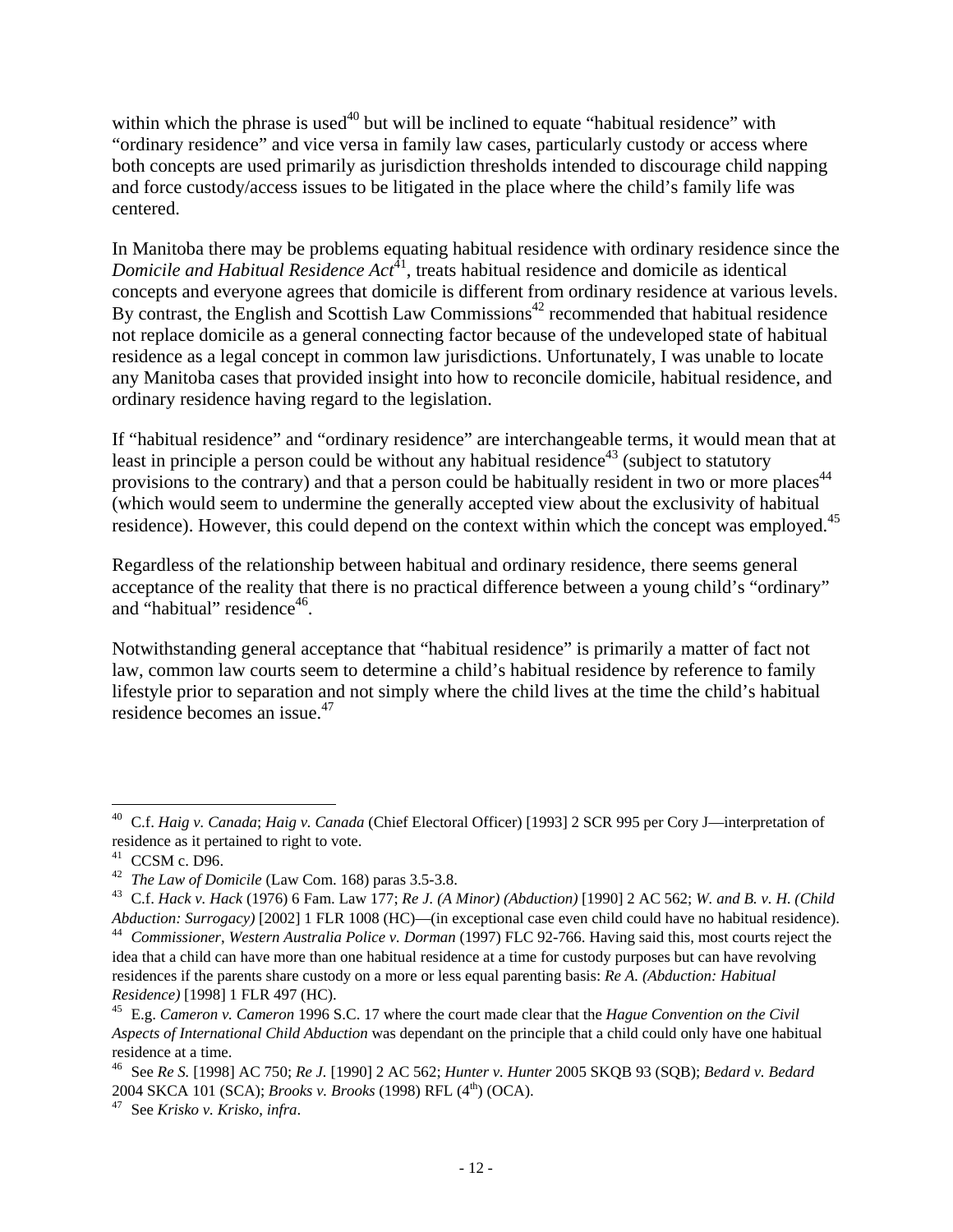within which the phrase is used[40] but will be inclined to equate "habitual residence" with "ordinary residence" and vice versa in family law cases, particularly custody or access where both concepts are used primarily as jurisdiction thresholds intended to discourage child napping and force custody/access issues to be litigated in the place where the child's family life was centered.

In Manitoba there may be problems equating habitual residence with ordinary residence since the *Domicile and Habitual Residence Act*[41], treats habitual residence and domicile as identical concepts and everyone agrees that domicile is different from ordinary residence at various levels. By contrast, the English and Scottish Law Commissions[42] recommended that habitual residence not replace domicile as a general connecting factor because of the undeveloped state of habitual residence as a legal concept in common law jurisdictions. Unfortunately, I was unable to locate any Manitoba cases that provided insight into how to reconcile domicile, habitual residence, and ordinary residence having regard to the legislation.

If "habitual residence" and "ordinary residence" are interchangeable terms, it would mean that at least in principle a person could be without any habitual residence[43] (subject to statutory provisions to the contrary) and that a person could be habitually resident in two or more places[44] (which would seem to undermine the generally accepted view about the exclusivity of habitual residence). However, this could depend on the context within which the concept was employed.[45]

Regardless of the relationship between habitual and ordinary residence, there seems general acceptance of the reality that there is no practical difference between a young child's "ordinary" and "habitual" residence[46].

Notwithstanding general acceptance that "habitual residence" is primarily a matter of fact not law, common law courts seem to determine a child's habitual residence by reference to family lifestyle prior to separation and not simply where the child lives at the time the child's habitual residence becomes an issue.[47]

---

[40] C.f. *Haig v. Canada*; *Haig v. Canada* (Chief Electoral Officer) [1993] 2 SCR 995 per Cory J—interpretation of residence as it pertained to right to vote.

[41] CCSM c. D96.

[42] *The Law of Domicile* (Law Com. 168) paras 3.5-3.8.

[43] C.f. *Hack v. Hack* (1976) 6 Fam. Law 177; *Re J. (A Minor) (Abduction)* [1990] 2 AC 562; *W. and B. v. H. (Child Abduction: Surrogacy)* [2002] 1 FLR 1008 (HC)—(in exceptional case even child could have no habitual residence).

[44] *Commissioner, Western Australia Police v. Dorman* (1997) FLC 92-766. Having said this, most courts reject the idea that a child can have more than one habitual residence at a time for custody purposes but can have revolving residences if the parents share custody on a more or less equal parenting basis: *Re A. (Abduction: Habitual Residence)* [1998] 1 FLR 497 (HC).

[45] E.g. *Cameron v. Cameron* 1996 S.C. 17 where the court made clear that the *Hague Convention on the Civil Aspects of International Child Abduction* was dependant on the principle that a child could only have one habitual residence at a time.

[46] See *Re S.* [1998] AC 750; *Re J.* [1990] 2 AC 562; *Hunter v. Hunter* 2005 SKQB 93 (SQB); *Bedard v. Bedard* 2004 SKCA 101 (SCA); *Brooks v. Brooks* (1998) RFL (4th) (OCA).

[47] See *Krisko v. Krisko*, *infra*.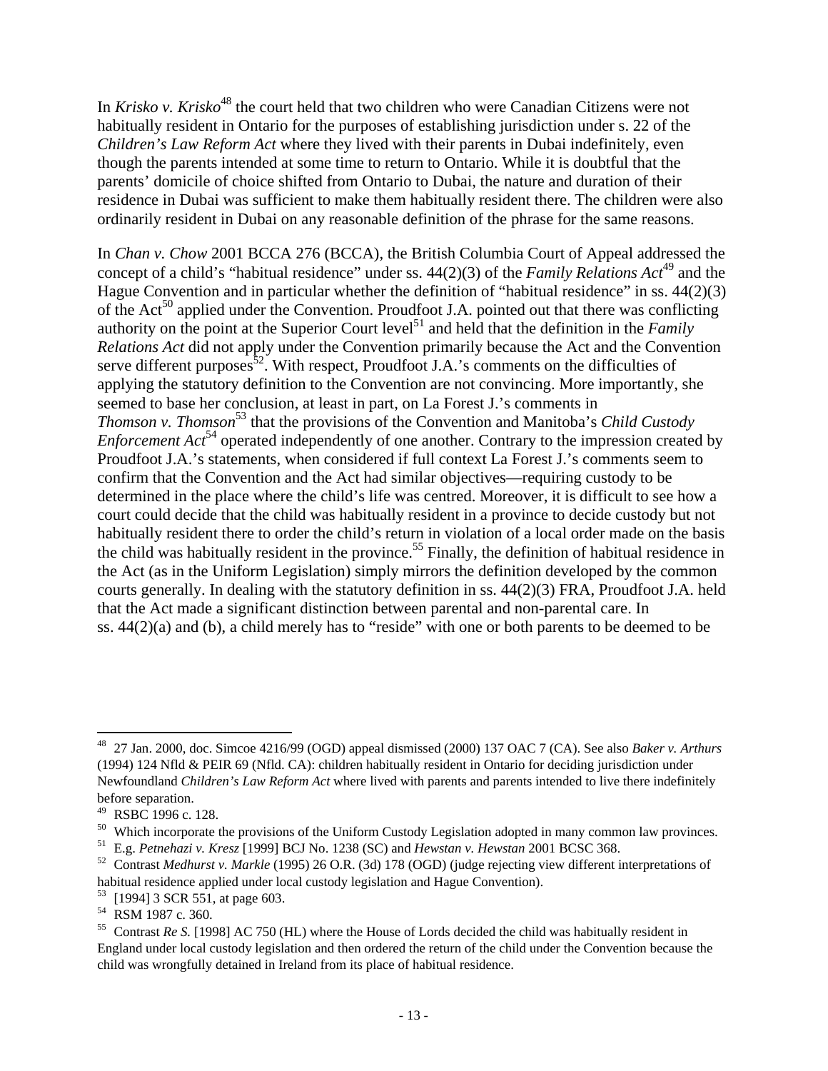In *Krisko v. Krisko*[48] the court held that two children who were Canadian Citizens were not habitually resident in Ontario for the purposes of establishing jurisdiction under s. 22 of the *Children's Law Reform Act* where they lived with their parents in Dubai indefinitely, even though the parents intended at some time to return to Ontario. While it is doubtful that the parents' domicile of choice shifted from Ontario to Dubai, the nature and duration of their residence in Dubai was sufficient to make them habitually resident there. The children were also ordinarily resident in Dubai on any reasonable definition of the phrase for the same reasons.

In *Chan v. Chow* 2001 BCCA 276 (BCCA), the British Columbia Court of Appeal addressed the concept of a child's "habitual residence" under ss. 44(2)(3) of the *Family Relations Act*[49] and the Hague Convention and in particular whether the definition of "habitual residence" in ss. 44(2)(3) of the Act[50] applied under the Convention. Proudfoot J.A. pointed out that there was conflicting authority on the point at the Superior Court level[51] and held that the definition in the *Family Relations Act* did not apply under the Convention primarily because the Act and the Convention serve different purposes[52]. With respect, Proudfoot J.A.'s comments on the difficulties of applying the statutory definition to the Convention are not convincing. More importantly, she seemed to base her conclusion, at least in part, on La Forest J.'s comments in *Thomson v. Thomson*[53] that the provisions of the Convention and Manitoba's *Child Custody Enforcement Act*[54] operated independently of one another. Contrary to the impression created by Proudfoot J.A.'s statements, when considered if full context La Forest J.'s comments seem to confirm that the Convention and the Act had similar objectives—requiring custody to be determined in the place where the child's life was centred. Moreover, it is difficult to see how a court could decide that the child was habitually resident in a province to decide custody but not habitually resident there to order the child's return in violation of a local order made on the basis the child was habitually resident in the province.[55] Finally, the definition of habitual residence in the Act (as in the Uniform Legislation) simply mirrors the definition developed by the common courts generally. In dealing with the statutory definition in ss. 44(2)(3) FRA, Proudfoot J.A. held that the Act made a significant distinction between parental and non-parental care. In ss. 44(2)(a) and (b), a child merely has to "reside" with one or both parents to be deemed to be

---

[48] 27 Jan. 2000, doc. Simcoe 4216/99 (OGD) appeal dismissed (2000) 137 OAC 7 (CA). See also *Baker v. Arthurs* (1994) 124 Nfld & PEIR 69 (Nfld. CA): children habitually resident in Ontario for deciding jurisdiction under Newfoundland *Children's Law Reform Act* where lived with parents and parents intended to live there indefinitely before separation.

[49] RSBC 1996 c. 128.

[50] Which incorporate the provisions of the Uniform Custody Legislation adopted in many common law provinces.

[51] E.g. *Petnehazi v. Kresz* [1999] BCJ No. 1238 (SC) and *Hewstan v. Hewstan* 2001 BCSC 368.

[52] Contrast *Medhurst v. Markle* (1995) 26 O.R. (3d) 178 (OGD) (judge rejecting view different interpretations of habitual residence applied under local custody legislation and Hague Convention).

[53] [1994] 3 SCR 551, at page 603.

[54] RSM 1987 c. 360.

[55] Contrast *Re S.* [1998] AC 750 (HL) where the House of Lords decided the child was habitually resident in England under local custody legislation and then ordered the return of the child under the Convention because the child was wrongfully detained in Ireland from its place of habitual residence.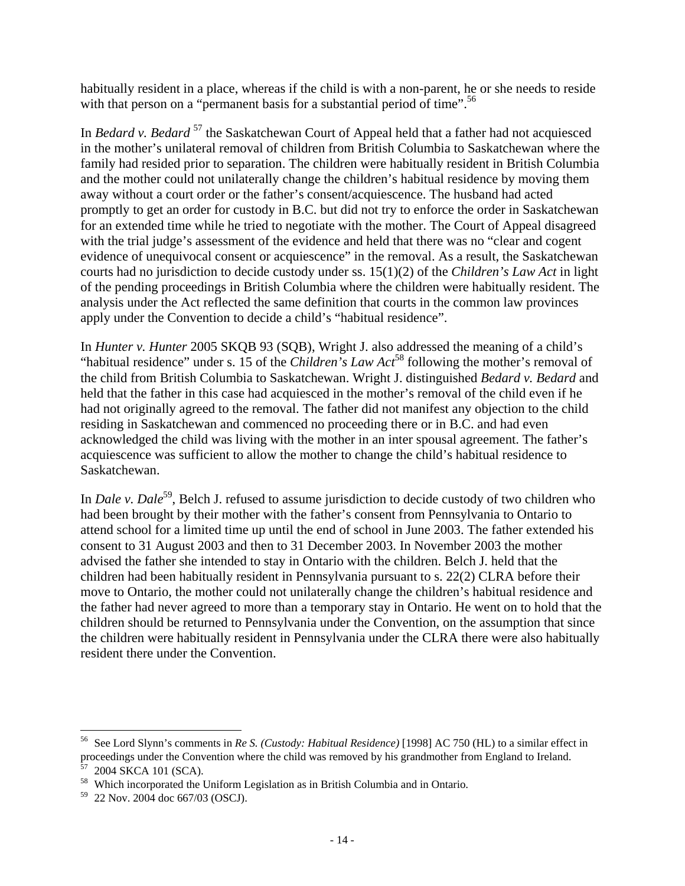habitually resident in a place, whereas if the child is with a non-parent, he or she needs to reside with that person on a "permanent basis for a substantial period of time".[56]

In *Bedard v. Bedard* [57] the Saskatchewan Court of Appeal held that a father had not acquiesced in the mother's unilateral removal of children from British Columbia to Saskatchewan where the family had resided prior to separation. The children were habitually resident in British Columbia and the mother could not unilaterally change the children's habitual residence by moving them away without a court order or the father's consent/acquiescence. The husband had acted promptly to get an order for custody in B.C. but did not try to enforce the order in Saskatchewan for an extended time while he tried to negotiate with the mother. The Court of Appeal disagreed with the trial judge's assessment of the evidence and held that there was no "clear and cogent evidence of unequivocal consent or acquiescence" in the removal. As a result, the Saskatchewan courts had no jurisdiction to decide custody under ss. 15(1)(2) of the *Children's Law Act* in light of the pending proceedings in British Columbia where the children were habitually resident. The analysis under the Act reflected the same definition that courts in the common law provinces apply under the Convention to decide a child's "habitual residence".

In *Hunter v. Hunter* 2005 SKQB 93 (SQB), Wright J. also addressed the meaning of a child's "habitual residence" under s. 15 of the *Children's Law Act*[58] following the mother's removal of the child from British Columbia to Saskatchewan. Wright J. distinguished *Bedard v. Bedard* and held that the father in this case had acquiesced in the mother's removal of the child even if he had not originally agreed to the removal. The father did not manifest any objection to the child residing in Saskatchewan and commenced no proceeding there or in B.C. and had even acknowledged the child was living with the mother in an inter spousal agreement. The father's acquiescence was sufficient to allow the mother to change the child's habitual residence to Saskatchewan.

In *Dale v. Dale*[59], Belch J. refused to assume jurisdiction to decide custody of two children who had been brought by their mother with the father's consent from Pennsylvania to Ontario to attend school for a limited time up until the end of school in June 2003. The father extended his consent to 31 August 2003 and then to 31 December 2003. In November 2003 the mother advised the father she intended to stay in Ontario with the children. Belch J. held that the children had been habitually resident in Pennsylvania pursuant to s. 22(2) CLRA before their move to Ontario, the mother could not unilaterally change the children's habitual residence and the father had never agreed to more than a temporary stay in Ontario. He went on to hold that the children should be returned to Pennsylvania under the Convention, on the assumption that since the children were habitually resident in Pennsylvania under the CLRA there were also habitually resident there under the Convention.

---

[56] See Lord Slynn's comments in *Re S. (Custody: Habitual Residence)* [1998] AC 750 (HL) to a similar effect in proceedings under the Convention where the child was removed by his grandmother from England to Ireland.

[57] 2004 SKCA 101 (SCA).

[58] Which incorporated the Uniform Legislation as in British Columbia and in Ontario.

[59] 22 Nov. 2004 doc 667/03 (OSCJ).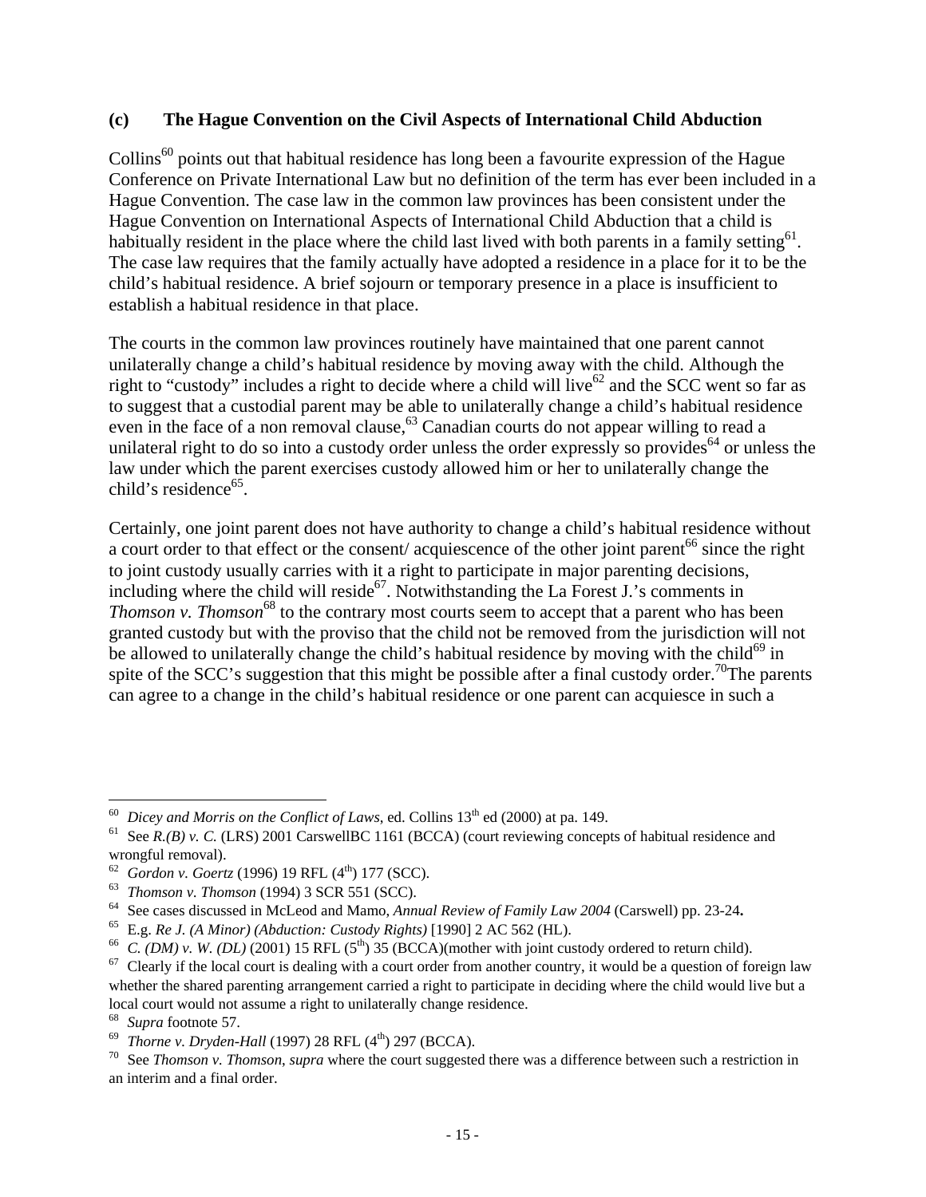### (c) The Hague Convention on the Civil Aspects of International Child Abduction

Collins[60] points out that habitual residence has long been a favourite expression of the Hague Conference on Private International Law but no definition of the term has ever been included in a Hague Convention. The case law in the common law provinces has been consistent under the Hague Convention on International Aspects of International Child Abduction that a child is habitually resident in the place where the child last lived with both parents in a family setting[61]. The case law requires that the family actually have adopted a residence in a place for it to be the child's habitual residence. A brief sojourn or temporary presence in a place is insufficient to establish a habitual residence in that place.

The courts in the common law provinces routinely have maintained that one parent cannot unilaterally change a child's habitual residence by moving away with the child. Although the right to "custody" includes a right to decide where a child will live[62] and the SCC went so far as to suggest that a custodial parent may be able to unilaterally change a child's habitual residence even in the face of a non removal clause,[63] Canadian courts do not appear willing to read a unilateral right to do so into a custody order unless the order expressly so provides[64] or unless the law under which the parent exercises custody allowed him or her to unilaterally change the child's residence[65].

Certainly, one joint parent does not have authority to change a child's habitual residence without a court order to that effect or the consent/ acquiescence of the other joint parent[66] since the right to joint custody usually carries with it a right to participate in major parenting decisions, including where the child will reside[67]. Notwithstanding the La Forest J.'s comments in *Thomson v. Thomson*[68] to the contrary most courts seem to accept that a parent who has been granted custody but with the proviso that the child not be removed from the jurisdiction will not be allowed to unilaterally change the child's habitual residence by moving with the child[69] in spite of the SCC's suggestion that this might be possible after a final custody order.[70]The parents can agree to a change in the child's habitual residence or one parent can acquiesce in such a

---

[60] *Dicey and Morris on the Conflict of Laws*, ed. Collins 13th ed (2000) at pa. 149.

[61] See *R.(B) v. C.* (LRS) 2001 CarswellBC 1161 (BCCA) (court reviewing concepts of habitual residence and wrongful removal).

[62] *Gordon v. Goertz* (1996) 19 RFL (4th) 177 (SCC).

[63] *Thomson v. Thomson* (1994) 3 SCR 551 (SCC).

[64] See cases discussed in McLeod and Mamo, *Annual Review of Family Law 2004* (Carswell) pp. 23-24**.**

[65] E.g. *Re J. (A Minor) (Abduction: Custody Rights)* [1990] 2 AC 562 (HL).

[66] *C. (DM) v. W. (DL)* (2001) 15 RFL (5th) 35 (BCCA)(mother with joint custody ordered to return child).

[67] Clearly if the local court is dealing with a court order from another country, it would be a question of foreign law whether the shared parenting arrangement carried a right to participate in deciding where the child would live but a local court would not assume a right to unilaterally change residence.

[68] *Supra* footnote 57.

[69] *Thorne v. Dryden-Hall* (1997) 28 RFL (4th) 297 (BCCA).

[70] See *Thomson v. Thomson*, *supra* where the court suggested there was a difference between such a restriction in an interim and a final order.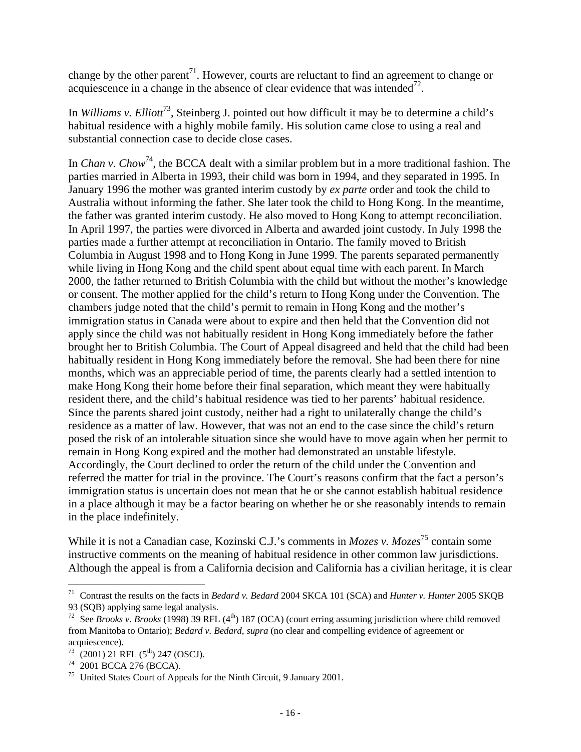change by the other parent[71]. However, courts are reluctant to find an agreement to change or acquiescence in a change in the absence of clear evidence that was intended[72].

In *Williams v. Elliott*[73], Steinberg J. pointed out how difficult it may be to determine a child's habitual residence with a highly mobile family. His solution came close to using a real and substantial connection case to decide close cases.

In *Chan v. Chow*[74], the BCCA dealt with a similar problem but in a more traditional fashion. The parties married in Alberta in 1993, their child was born in 1994, and they separated in 1995. In January 1996 the mother was granted interim custody by *ex parte* order and took the child to Australia without informing the father. She later took the child to Hong Kong. In the meantime, the father was granted interim custody. He also moved to Hong Kong to attempt reconciliation. In April 1997, the parties were divorced in Alberta and awarded joint custody. In July 1998 the parties made a further attempt at reconciliation in Ontario. The family moved to British Columbia in August 1998 and to Hong Kong in June 1999. The parents separated permanently while living in Hong Kong and the child spent about equal time with each parent. In March 2000, the father returned to British Columbia with the child but without the mother's knowledge or consent. The mother applied for the child's return to Hong Kong under the Convention. The chambers judge noted that the child's permit to remain in Hong Kong and the mother's immigration status in Canada were about to expire and then held that the Convention did not apply since the child was not habitually resident in Hong Kong immediately before the father brought her to British Columbia. The Court of Appeal disagreed and held that the child had been habitually resident in Hong Kong immediately before the removal. She had been there for nine months, which was an appreciable period of time, the parents clearly had a settled intention to make Hong Kong their home before their final separation, which meant they were habitually resident there, and the child's habitual residence was tied to her parents' habitual residence. Since the parents shared joint custody, neither had a right to unilaterally change the child's residence as a matter of law. However, that was not an end to the case since the child's return posed the risk of an intolerable situation since she would have to move again when her permit to remain in Hong Kong expired and the mother had demonstrated an unstable lifestyle. Accordingly, the Court declined to order the return of the child under the Convention and referred the matter for trial in the province. The Court's reasons confirm that the fact a person's immigration status is uncertain does not mean that he or she cannot establish habitual residence in a place although it may be a factor bearing on whether he or she reasonably intends to remain in the place indefinitely.

While it is not a Canadian case, Kozinski C.J.'s comments in *Mozes v. Mozes*[75] contain some instructive comments on the meaning of habitual residence in other common law jurisdictions. Although the appeal is from a California decision and California has a civilian heritage, it is clear

---

[71] Contrast the results on the facts in *Bedard v. Bedard* 2004 SKCA 101 (SCA) and *Hunter v. Hunter* 2005 SKQB 93 (SQB) applying same legal analysis.

[72] See *Brooks v. Brooks* (1998) 39 RFL (4th) 187 (OCA) (court erring assuming jurisdiction where child removed from Manitoba to Ontario); *Bedard v. Bedard*, *supra* (no clear and compelling evidence of agreement or acquiescence).

[73] (2001) 21 RFL (5th) 247 (OSCJ).

[74] 2001 BCCA 276 (BCCA).

[75] United States Court of Appeals for the Ninth Circuit, 9 January 2001.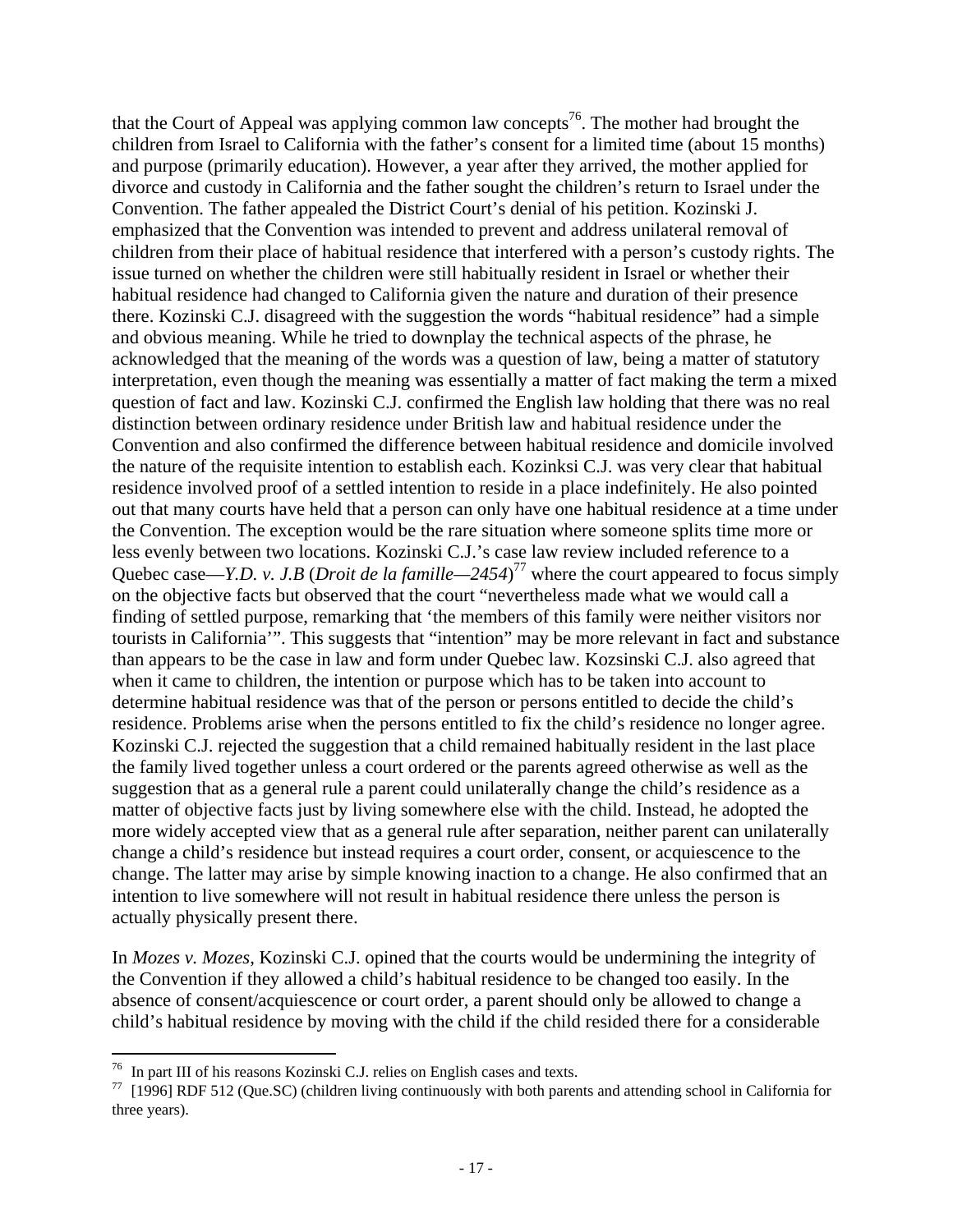that the Court of Appeal was applying common law concepts[76]. The mother had brought the children from Israel to California with the father's consent for a limited time (about 15 months) and purpose (primarily education). However, a year after they arrived, the mother applied for divorce and custody in California and the father sought the children's return to Israel under the Convention. The father appealed the District Court's denial of his petition. Kozinski J. emphasized that the Convention was intended to prevent and address unilateral removal of children from their place of habitual residence that interfered with a person's custody rights. The issue turned on whether the children were still habitually resident in Israel or whether their habitual residence had changed to California given the nature and duration of their presence there. Kozinski C.J. disagreed with the suggestion the words "habitual residence" had a simple and obvious meaning. While he tried to downplay the technical aspects of the phrase, he acknowledged that the meaning of the words was a question of law, being a matter of statutory interpretation, even though the meaning was essentially a matter of fact making the term a mixed question of fact and law. Kozinski C.J. confirmed the English law holding that there was no real distinction between ordinary residence under British law and habitual residence under the Convention and also confirmed the difference between habitual residence and domicile involved the nature of the requisite intention to establish each. Kozinksi C.J. was very clear that habitual residence involved proof of a settled intention to reside in a place indefinitely. He also pointed out that many courts have held that a person can only have one habitual residence at a time under the Convention. The exception would be the rare situation where someone splits time more or less evenly between two locations. Kozinski C.J.'s case law review included reference to a Quebec case—*Y.D. v. J.B* (*Droit de la famille—2454*)[77] where the court appeared to focus simply on the objective facts but observed that the court "nevertheless made what we would call a finding of settled purpose, remarking that 'the members of this family were neither visitors nor tourists in California'". This suggests that "intention" may be more relevant in fact and substance than appears to be the case in law and form under Quebec law. Kozsinski C.J. also agreed that when it came to children, the intention or purpose which has to be taken into account to determine habitual residence was that of the person or persons entitled to decide the child's residence. Problems arise when the persons entitled to fix the child's residence no longer agree. Kozinski C.J. rejected the suggestion that a child remained habitually resident in the last place the family lived together unless a court ordered or the parents agreed otherwise as well as the suggestion that as a general rule a parent could unilaterally change the child's residence as a matter of objective facts just by living somewhere else with the child. Instead, he adopted the more widely accepted view that as a general rule after separation, neither parent can unilaterally change a child's residence but instead requires a court order, consent, or acquiescence to the change. The latter may arise by simple knowing inaction to a change. He also confirmed that an intention to live somewhere will not result in habitual residence there unless the person is actually physically present there.

In *Mozes v. Mozes*, Kozinski C.J. opined that the courts would be undermining the integrity of the Convention if they allowed a child's habitual residence to be changed too easily. In the absence of consent/acquiescence or court order, a parent should only be allowed to change a child's habitual residence by moving with the child if the child resided there for a considerable

---

[76] In part III of his reasons Kozinski C.J. relies on English cases and texts.

[77] [1996] RDF 512 (Que.SC) (children living continuously with both parents and attending school in California for three years).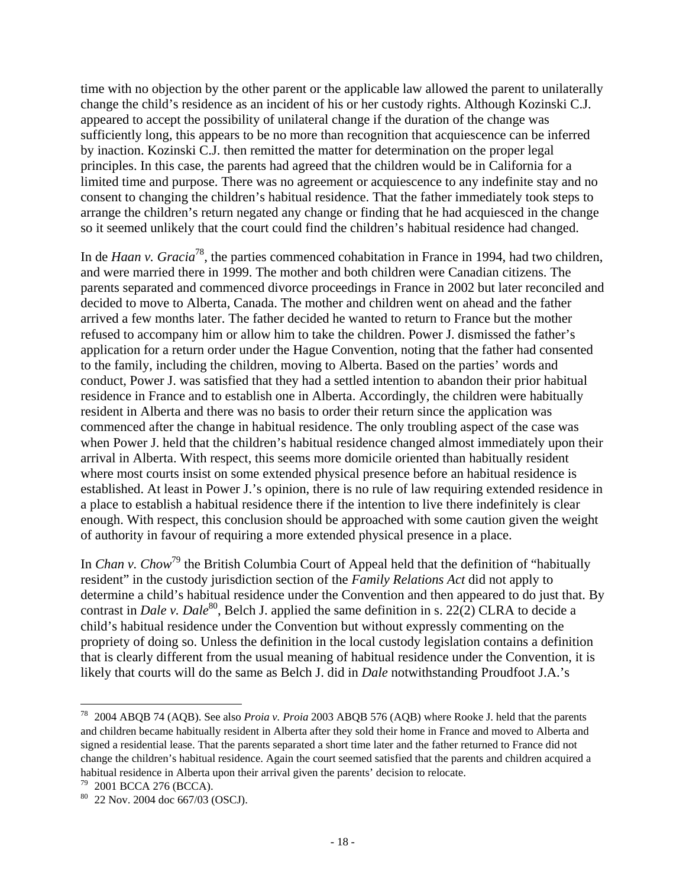time with no objection by the other parent or the applicable law allowed the parent to unilaterally change the child's residence as an incident of his or her custody rights. Although Kozinski C.J. appeared to accept the possibility of unilateral change if the duration of the change was sufficiently long, this appears to be no more than recognition that acquiescence can be inferred by inaction. Kozinski C.J. then remitted the matter for determination on the proper legal principles. In this case, the parents had agreed that the children would be in California for a limited time and purpose. There was no agreement or acquiescence to any indefinite stay and no consent to changing the children's habitual residence. That the father immediately took steps to arrange the children's return negated any change or finding that he had acquiesced in the change so it seemed unlikely that the court could find the children's habitual residence had changed.

In de *Haan v. Gracia*[78], the parties commenced cohabitation in France in 1994, had two children, and were married there in 1999. The mother and both children were Canadian citizens. The parents separated and commenced divorce proceedings in France in 2002 but later reconciled and decided to move to Alberta, Canada. The mother and children went on ahead and the father arrived a few months later. The father decided he wanted to return to France but the mother refused to accompany him or allow him to take the children. Power J. dismissed the father's application for a return order under the Hague Convention, noting that the father had consented to the family, including the children, moving to Alberta. Based on the parties' words and conduct, Power J. was satisfied that they had a settled intention to abandon their prior habitual residence in France and to establish one in Alberta. Accordingly, the children were habitually resident in Alberta and there was no basis to order their return since the application was commenced after the change in habitual residence. The only troubling aspect of the case was when Power J. held that the children's habitual residence changed almost immediately upon their arrival in Alberta. With respect, this seems more domicile oriented than habitually resident where most courts insist on some extended physical presence before an habitual residence is established. At least in Power J.'s opinion, there is no rule of law requiring extended residence in a place to establish a habitual residence there if the intention to live there indefinitely is clear enough. With respect, this conclusion should be approached with some caution given the weight of authority in favour of requiring a more extended physical presence in a place.

In *Chan v. Chow*[79] the British Columbia Court of Appeal held that the definition of "habitually resident" in the custody jurisdiction section of the *Family Relations Act* did not apply to determine a child's habitual residence under the Convention and then appeared to do just that. By contrast in *Dale v. Dale*[80], Belch J. applied the same definition in s. 22(2) CLRA to decide a child's habitual residence under the Convention but without expressly commenting on the propriety of doing so. Unless the definition in the local custody legislation contains a definition that is clearly different from the usual meaning of habitual residence under the Convention, it is likely that courts will do the same as Belch J. did in *Dale* notwithstanding Proudfoot J.A.'s

---

[78] 2004 ABQB 74 (AQB). See also *Proia v. Proia* 2003 ABQB 576 (AQB) where Rooke J. held that the parents and children became habitually resident in Alberta after they sold their home in France and moved to Alberta and signed a residential lease. That the parents separated a short time later and the father returned to France did not change the children's habitual residence. Again the court seemed satisfied that the parents and children acquired a habitual residence in Alberta upon their arrival given the parents' decision to relocate.

[79] 2001 BCCA 276 (BCCA).

[80] 22 Nov. 2004 doc 667/03 (OSCJ).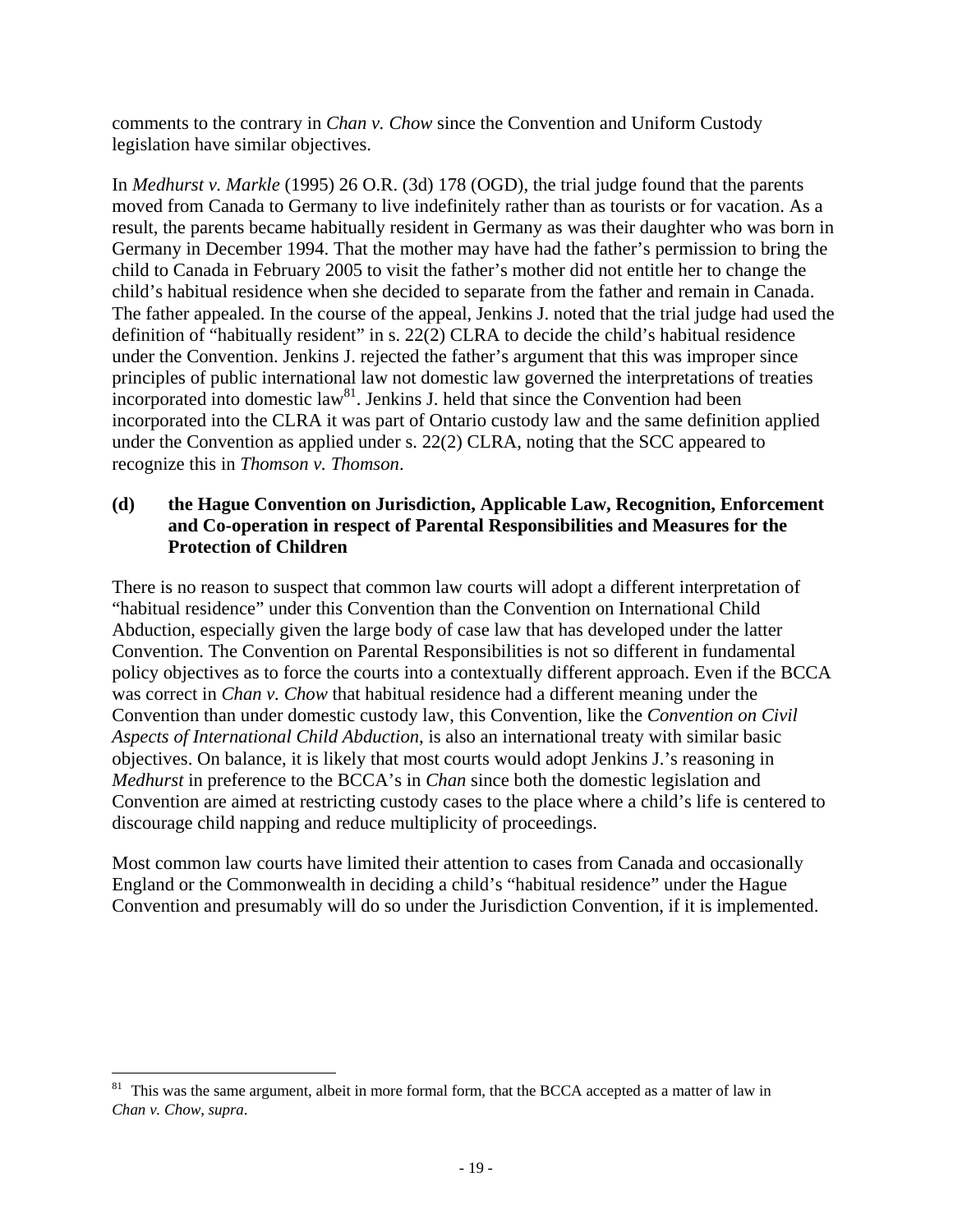comments to the contrary in *Chan v. Chow* since the Convention and Uniform Custody legislation have similar objectives.

In *Medhurst v. Markle* (1995) 26 O.R. (3d) 178 (OGD), the trial judge found that the parents moved from Canada to Germany to live indefinitely rather than as tourists or for vacation. As a result, the parents became habitually resident in Germany as was their daughter who was born in Germany in December 1994. That the mother may have had the father's permission to bring the child to Canada in February 2005 to visit the father's mother did not entitle her to change the child's habitual residence when she decided to separate from the father and remain in Canada. The father appealed. In the course of the appeal, Jenkins J. noted that the trial judge had used the definition of "habitually resident" in s. 22(2) CLRA to decide the child's habitual residence under the Convention. Jenkins J. rejected the father's argument that this was improper since principles of public international law not domestic law governed the interpretations of treaties incorporated into domestic law[81]. Jenkins J. held that since the Convention had been incorporated into the CLRA it was part of Ontario custody law and the same definition applied under the Convention as applied under s. 22(2) CLRA, noting that the SCC appeared to recognize this in *Thomson v. Thomson*.

### (d) the Hague Convention on Jurisdiction, Applicable Law, Recognition, Enforcement and Co-operation in respect of Parental Responsibilities and Measures for the Protection of Children

There is no reason to suspect that common law courts will adopt a different interpretation of "habitual residence" under this Convention than the Convention on International Child Abduction, especially given the large body of case law that has developed under the latter Convention. The Convention on Parental Responsibilities is not so different in fundamental policy objectives as to force the courts into a contextually different approach. Even if the BCCA was correct in *Chan v. Chow* that habitual residence had a different meaning under the Convention than under domestic custody law, this Convention, like the *Convention on Civil Aspects of International Child Abduction*, is also an international treaty with similar basic objectives. On balance, it is likely that most courts would adopt Jenkins J.'s reasoning in *Medhurst* in preference to the BCCA's in *Chan* since both the domestic legislation and Convention are aimed at restricting custody cases to the place where a child's life is centered to discourage child napping and reduce multiplicity of proceedings.

Most common law courts have limited their attention to cases from Canada and occasionally England or the Commonwealth in deciding a child's "habitual residence" under the Hague Convention and presumably will do so under the Jurisdiction Convention, if it is implemented.

---

[81] This was the same argument, albeit in more formal form, that the BCCA accepted as a matter of law in *Chan v. Chow*, *supra*.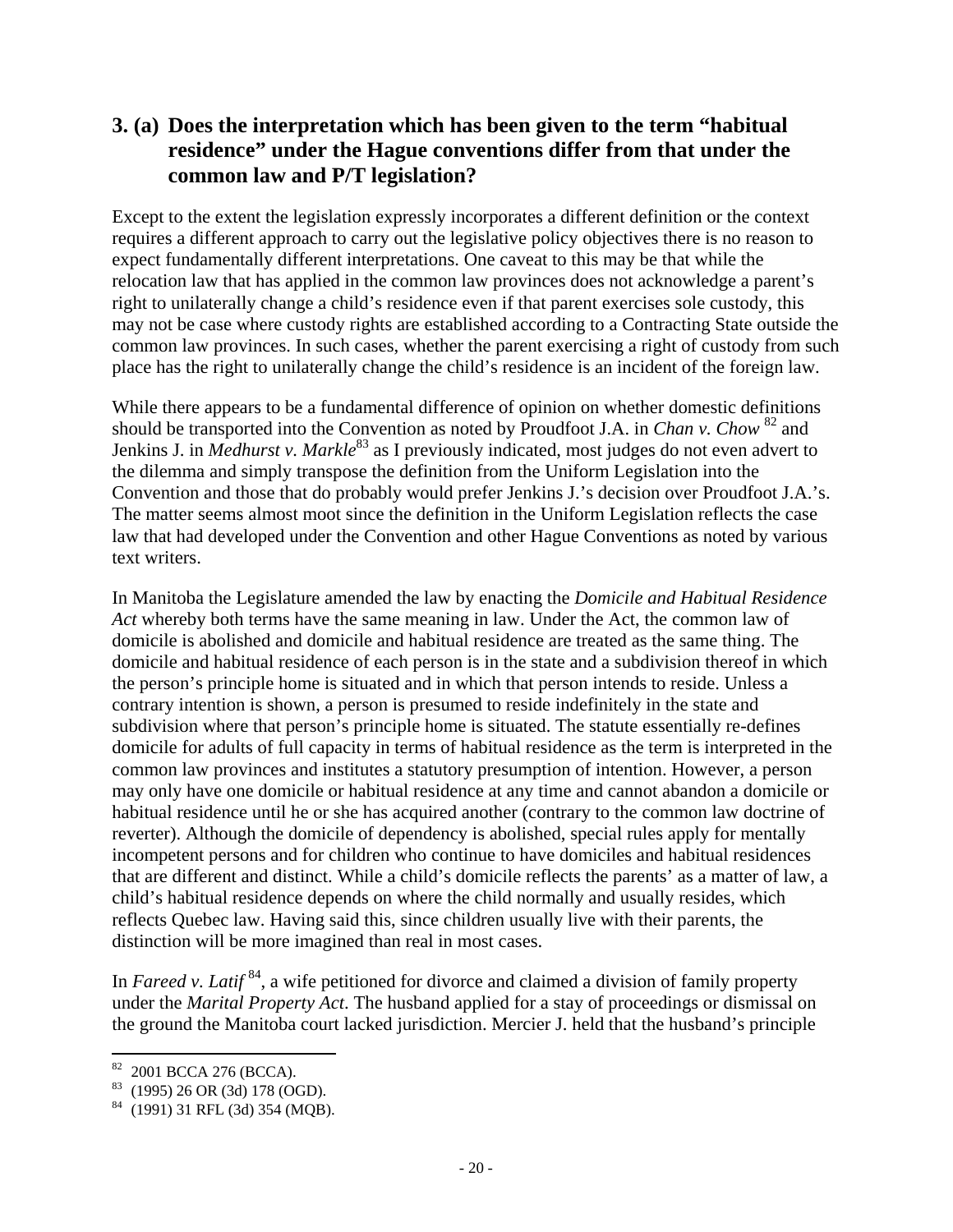## 3. (a) Does the interpretation which has been given to the term "habitual residence" under the Hague conventions differ from that under the common law and P/T legislation?

Except to the extent the legislation expressly incorporates a different definition or the context requires a different approach to carry out the legislative policy objectives there is no reason to expect fundamentally different interpretations. One caveat to this may be that while the relocation law that has applied in the common law provinces does not acknowledge a parent's right to unilaterally change a child's residence even if that parent exercises sole custody, this may not be case where custody rights are established according to a Contracting State outside the common law provinces. In such cases, whether the parent exercising a right of custody from such place has the right to unilaterally change the child's residence is an incident of the foreign law.

While there appears to be a fundamental difference of opinion on whether domestic definitions should be transported into the Convention as noted by Proudfoot J.A. in *Chan v. Chow* [82] and Jenkins J. in *Medhurst v. Markle*[83] as I previously indicated, most judges do not even advert to the dilemma and simply transpose the definition from the Uniform Legislation into the Convention and those that do probably would prefer Jenkins J.'s decision over Proudfoot J.A.'s. The matter seems almost moot since the definition in the Uniform Legislation reflects the case law that had developed under the Convention and other Hague Conventions as noted by various text writers.

In Manitoba the Legislature amended the law by enacting the *Domicile and Habitual Residence Act* whereby both terms have the same meaning in law. Under the Act, the common law of domicile is abolished and domicile and habitual residence are treated as the same thing. The domicile and habitual residence of each person is in the state and a subdivision thereof in which the person's principle home is situated and in which that person intends to reside. Unless a contrary intention is shown, a person is presumed to reside indefinitely in the state and subdivision where that person's principle home is situated. The statute essentially re-defines domicile for adults of full capacity in terms of habitual residence as the term is interpreted in the common law provinces and institutes a statutory presumption of intention. However, a person may only have one domicile or habitual residence at any time and cannot abandon a domicile or habitual residence until he or she has acquired another (contrary to the common law doctrine of reverter). Although the domicile of dependency is abolished, special rules apply for mentally incompetent persons and for children who continue to have domiciles and habitual residences that are different and distinct. While a child's domicile reflects the parents' as a matter of law, a child's habitual residence depends on where the child normally and usually resides, which reflects Quebec law. Having said this, since children usually live with their parents, the distinction will be more imagined than real in most cases.

In *Fareed v. Latif* [84], a wife petitioned for divorce and claimed a division of family property under the *Marital Property Act*. The husband applied for a stay of proceedings or dismissal on the ground the Manitoba court lacked jurisdiction. Mercier J. held that the husband's principle

---

[82] 2001 BCCA 276 (BCCA).

[83] (1995) 26 OR (3d) 178 (OGD).

[84] (1991) 31 RFL (3d) 354 (MQB).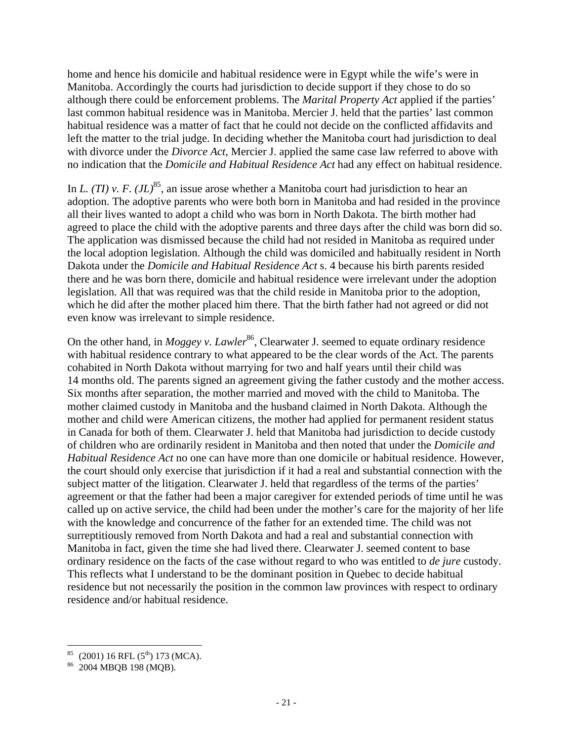home and hence his domicile and habitual residence were in Egypt while the wife's were in Manitoba. Accordingly the courts had jurisdiction to decide support if they chose to do so although there could be enforcement problems. The *Marital Property Act* applied if the parties' last common habitual residence was in Manitoba. Mercier J. held that the parties' last common habitual residence was a matter of fact that he could not decide on the conflicted affidavits and left the matter to the trial judge. In deciding whether the Manitoba court had jurisdiction to deal with divorce under the *Divorce Act*, Mercier J. applied the same case law referred to above with no indication that the *Domicile and Habitual Residence Act* had any effect on habitual residence.

In *L. (TI) v. F. (JL)*[85], an issue arose whether a Manitoba court had jurisdiction to hear an adoption. The adoptive parents who were both born in Manitoba and had resided in the province all their lives wanted to adopt a child who was born in North Dakota. The birth mother had agreed to place the child with the adoptive parents and three days after the child was born did so. The application was dismissed because the child had not resided in Manitoba as required under the local adoption legislation. Although the child was domiciled and habitually resident in North Dakota under the *Domicile and Habitual Residence Act* s. 4 because his birth parents resided there and he was born there, domicile and habitual residence were irrelevant under the adoption legislation. All that was required was that the child reside in Manitoba prior to the adoption, which he did after the mother placed him there. That the birth father had not agreed or did not even know was irrelevant to simple residence.

On the other hand, in *Moggey v. Lawler*[86], Clearwater J. seemed to equate ordinary residence with habitual residence contrary to what appeared to be the clear words of the Act. The parents cohabited in North Dakota without marrying for two and half years until their child was 14 months old. The parents signed an agreement giving the father custody and the mother access. Six months after separation, the mother married and moved with the child to Manitoba. The mother claimed custody in Manitoba and the husband claimed in North Dakota. Although the mother and child were American citizens, the mother had applied for permanent resident status in Canada for both of them. Clearwater J. held that Manitoba had jurisdiction to decide custody of children who are ordinarily resident in Manitoba and then noted that under the *Domicile and Habitual Residence Act* no one can have more than one domicile or habitual residence. However, the court should only exercise that jurisdiction if it had a real and substantial connection with the subject matter of the litigation. Clearwater J. held that regardless of the terms of the parties' agreement or that the father had been a major caregiver for extended periods of time until he was called up on active service, the child had been under the mother's care for the majority of her life with the knowledge and concurrence of the father for an extended time. The child was not surreptitiously removed from North Dakota and had a real and substantial connection with Manitoba in fact, given the time she had lived there. Clearwater J. seemed content to base ordinary residence on the facts of the case without regard to who was entitled to *de jure* custody. This reflects what I understand to be the dominant position in Quebec to decide habitual residence but not necessarily the position in the common law provinces with respect to ordinary residence and/or habitual residence.

---

[85] (2001) 16 RFL (5th) 173 (MCA).

[86] 2004 MBQB 198 (MQB).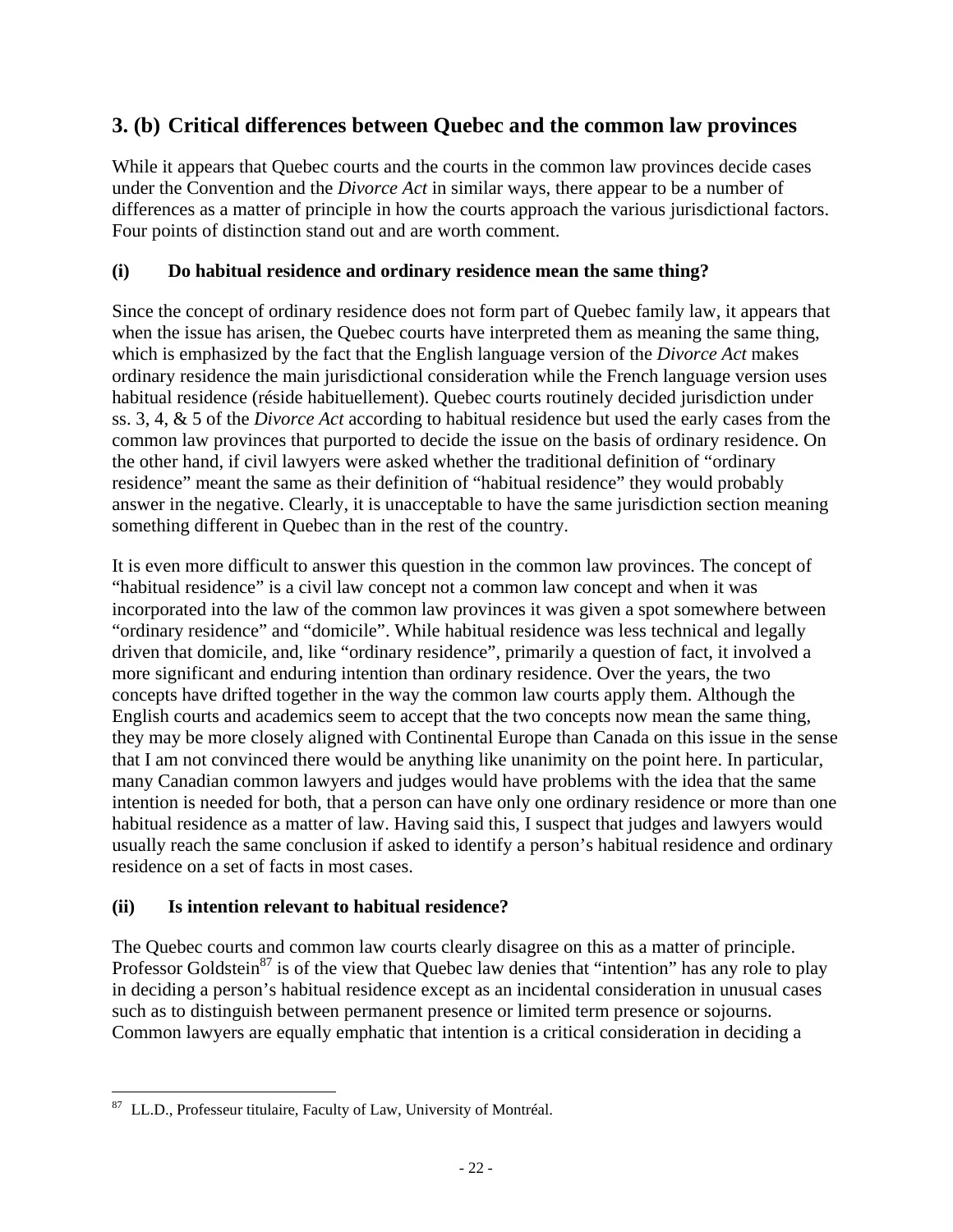## 3. (b) Critical differences between Quebec and the common law provinces

While it appears that Quebec courts and the courts in the common law provinces decide cases under the Convention and the *Divorce Act* in similar ways, there appear to be a number of differences as a matter of principle in how the courts approach the various jurisdictional factors. Four points of distinction stand out and are worth comment.

### (i) Do habitual residence and ordinary residence mean the same thing?

Since the concept of ordinary residence does not form part of Quebec family law, it appears that when the issue has arisen, the Quebec courts have interpreted them as meaning the same thing, which is emphasized by the fact that the English language version of the *Divorce Act* makes ordinary residence the main jurisdictional consideration while the French language version uses habitual residence (réside habituellement). Quebec courts routinely decided jurisdiction under ss. 3, 4, & 5 of the *Divorce Act* according to habitual residence but used the early cases from the common law provinces that purported to decide the issue on the basis of ordinary residence. On the other hand, if civil lawyers were asked whether the traditional definition of "ordinary residence" meant the same as their definition of "habitual residence" they would probably answer in the negative. Clearly, it is unacceptable to have the same jurisdiction section meaning something different in Quebec than in the rest of the country.

It is even more difficult to answer this question in the common law provinces. The concept of "habitual residence" is a civil law concept not a common law concept and when it was incorporated into the law of the common law provinces it was given a spot somewhere between "ordinary residence" and "domicile". While habitual residence was less technical and legally driven that domicile, and, like "ordinary residence", primarily a question of fact, it involved a more significant and enduring intention than ordinary residence. Over the years, the two concepts have drifted together in the way the common law courts apply them. Although the English courts and academics seem to accept that the two concepts now mean the same thing, they may be more closely aligned with Continental Europe than Canada on this issue in the sense that I am not convinced there would be anything like unanimity on the point here. In particular, many Canadian common lawyers and judges would have problems with the idea that the same intention is needed for both, that a person can have only one ordinary residence or more than one habitual residence as a matter of law. Having said this, I suspect that judges and lawyers would usually reach the same conclusion if asked to identify a person's habitual residence and ordinary residence on a set of facts in most cases.

### (ii) Is intention relevant to habitual residence?

The Quebec courts and common law courts clearly disagree on this as a matter of principle. Professor Goldstein[87] is of the view that Quebec law denies that "intention" has any role to play in deciding a person's habitual residence except as an incidental consideration in unusual cases such as to distinguish between permanent presence or limited term presence or sojourns. Common lawyers are equally emphatic that intention is a critical consideration in deciding a

[87] LL.D., Professeur titulaire, Faculty of Law, University of Montréal.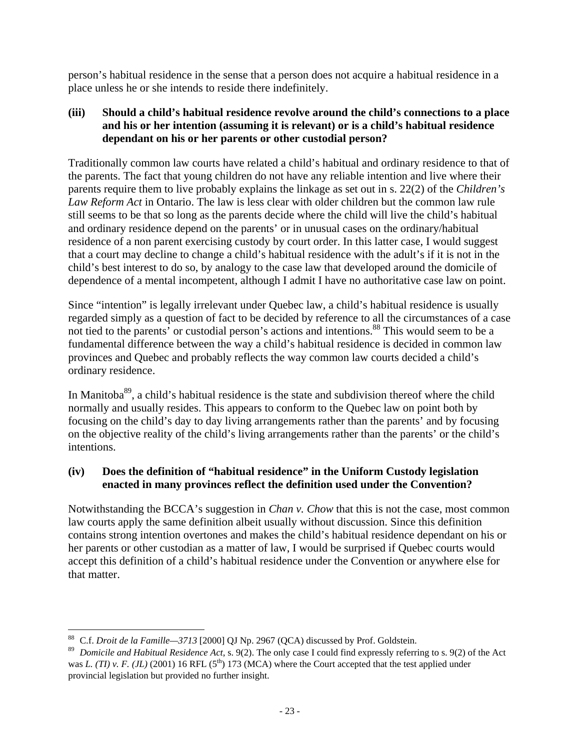person's habitual residence in the sense that a person does not acquire a habitual residence in a place unless he or she intends to reside there indefinitely.

**(iii) Should a child's habitual residence revolve around the child's connections to a place and his or her intention (assuming it is relevant) or is a child's habitual residence dependant on his or her parents or other custodial person?**

Traditionally common law courts have related a child's habitual and ordinary residence to that of the parents. The fact that young children do not have any reliable intention and live where their parents require them to live probably explains the linkage as set out in s. 22(2) of the *Children's Law Reform Act* in Ontario. The law is less clear with older children but the common law rule still seems to be that so long as the parents decide where the child will live the child's habitual and ordinary residence depend on the parents' or in unusual cases on the ordinary/habitual residence of a non parent exercising custody by court order. In this latter case, I would suggest that a court may decline to change a child's habitual residence with the adult's if it is not in the child's best interest to do so, by analogy to the case law that developed around the domicile of dependence of a mental incompetent, although I admit I have no authoritative case law on point.

Since "intention" is legally irrelevant under Quebec law, a child's habitual residence is usually regarded simply as a question of fact to be decided by reference to all the circumstances of a case not tied to the parents' or custodial person's actions and intentions.[88] This would seem to be a fundamental difference between the way a child's habitual residence is decided in common law provinces and Quebec and probably reflects the way common law courts decided a child's ordinary residence.

In Manitoba[89], a child's habitual residence is the state and subdivision thereof where the child normally and usually resides. This appears to conform to the Quebec law on point both by focusing on the child's day to day living arrangements rather than the parents' and by focusing on the objective reality of the child's living arrangements rather than the parents' or the child's intentions.

**(iv) Does the definition of "habitual residence" in the Uniform Custody legislation enacted in many provinces reflect the definition used under the Convention?**

Notwithstanding the BCCA's suggestion in *Chan v. Chow* that this is not the case, most common law courts apply the same definition albeit usually without discussion. Since this definition contains strong intention overtones and makes the child's habitual residence dependant on his or her parents or other custodian as a matter of law, I would be surprised if Quebec courts would accept this definition of a child's habitual residence under the Convention or anywhere else for that matter.

---

[88] C.f. *Droit de la Famille—3713* [2000] QJ Np. 2967 (QCA) discussed by Prof. Goldstein.

[89] *Domicile and Habitual Residence Act*, s. 9(2). The only case I could find expressly referring to s. 9(2) of the Act was *L. (TI) v. F. (JL)* (2001) 16 RFL (5th) 173 (MCA) where the Court accepted that the test applied under provincial legislation but provided no further insight.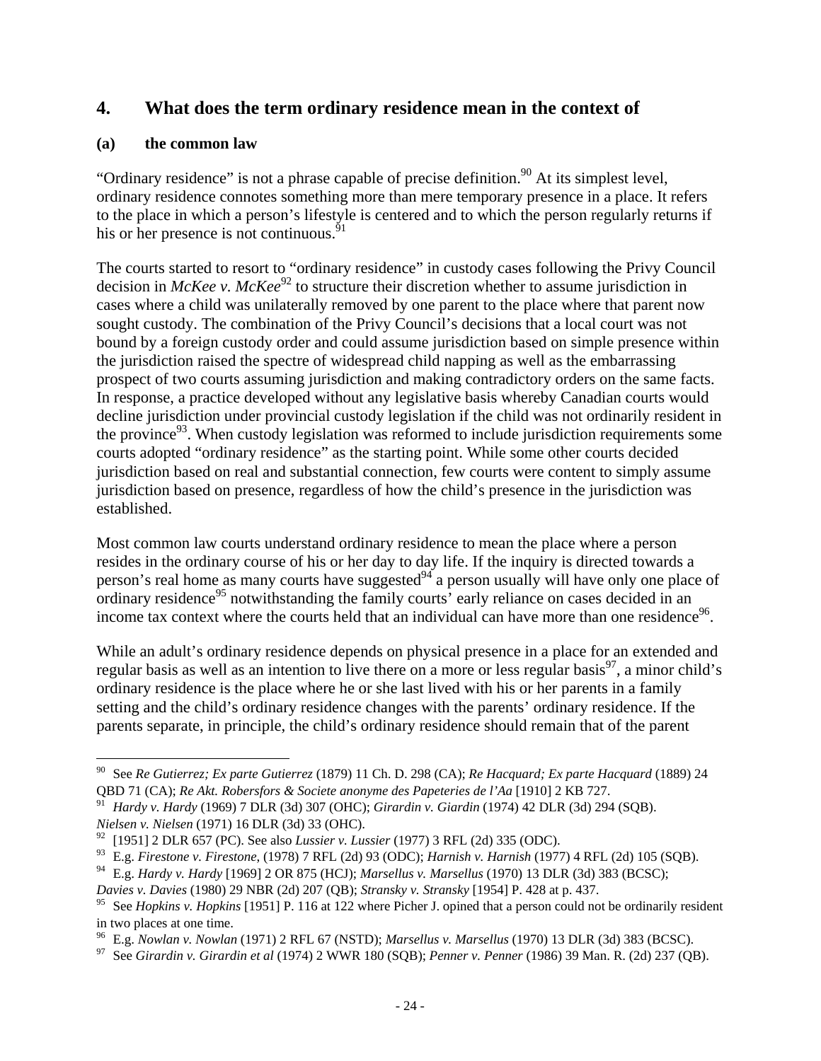## 4. What does the term ordinary residence mean in the context of

### (a) the common law

"Ordinary residence" is not a phrase capable of precise definition.[90] At its simplest level, ordinary residence connotes something more than mere temporary presence in a place. It refers to the place in which a person's lifestyle is centered and to which the person regularly returns if his or her presence is not continuous.[91]

The courts started to resort to "ordinary residence" in custody cases following the Privy Council decision in *McKee v. McKee*[92] to structure their discretion whether to assume jurisdiction in cases where a child was unilaterally removed by one parent to the place where that parent now sought custody. The combination of the Privy Council's decisions that a local court was not bound by a foreign custody order and could assume jurisdiction based on simple presence within the jurisdiction raised the spectre of widespread child napping as well as the embarrassing prospect of two courts assuming jurisdiction and making contradictory orders on the same facts. In response, a practice developed without any legislative basis whereby Canadian courts would decline jurisdiction under provincial custody legislation if the child was not ordinarily resident in the province[93]. When custody legislation was reformed to include jurisdiction requirements some courts adopted "ordinary residence" as the starting point. While some other courts decided jurisdiction based on real and substantial connection, few courts were content to simply assume jurisdiction based on presence, regardless of how the child's presence in the jurisdiction was established.

Most common law courts understand ordinary residence to mean the place where a person resides in the ordinary course of his or her day to day life. If the inquiry is directed towards a person's real home as many courts have suggested[94] a person usually will have only one place of ordinary residence[95] notwithstanding the family courts' early reliance on cases decided in an income tax context where the courts held that an individual can have more than one residence[96].

While an adult's ordinary residence depends on physical presence in a place for an extended and regular basis as well as an intention to live there on a more or less regular basis[97], a minor child's ordinary residence is the place where he or she last lived with his or her parents in a family setting and the child's ordinary residence changes with the parents' ordinary residence. If the parents separate, in principle, the child's ordinary residence should remain that of the parent

---

[90] See *Re Gutierrez; Ex parte Gutierrez* (1879) 11 Ch. D. 298 (CA); *Re Hacquard; Ex parte Hacquard* (1889) 24 QBD 71 (CA); *Re Akt. Robersfors & Societe anonyme des Papeteries de l'Aa* [1910] 2 KB 727.

[91] *Hardy v. Hardy* (1969) 7 DLR (3d) 307 (OHC); *Girardin v. Giardin* (1974) 42 DLR (3d) 294 (SQB). *Nielsen v. Nielsen* (1971) 16 DLR (3d) 33 (OHC).

[92] [1951] 2 DLR 657 (PC). See also *Lussier v. Lussier* (1977) 3 RFL (2d) 335 (ODC).

[93] E.g. *Firestone v. Firestone*, (1978) 7 RFL (2d) 93 (ODC); *Harnish v. Harnish* (1977) 4 RFL (2d) 105 (SQB).

[94] E.g. *Hardy v. Hardy* [1969] 2 OR 875 (HCJ); *Marsellus v. Marsellus* (1970) 13 DLR (3d) 383 (BCSC); *Davies v. Davies* (1980) 29 NBR (2d) 207 (QB); *Stransky v. Stransky* [1954] P. 428 at p. 437.

[95] See *Hopkins v. Hopkins* [1951] P. 116 at 122 where Picher J. opined that a person could not be ordinarily resident in two places at one time.

[96] E.g. *Nowlan v. Nowlan* (1971) 2 RFL 67 (NSTD); *Marsellus v. Marsellus* (1970) 13 DLR (3d) 383 (BCSC).

[97] See *Girardin v. Girardin et al* (1974) 2 WWR 180 (SQB); *Penner v. Penner* (1986) 39 Man. R. (2d) 237 (QB).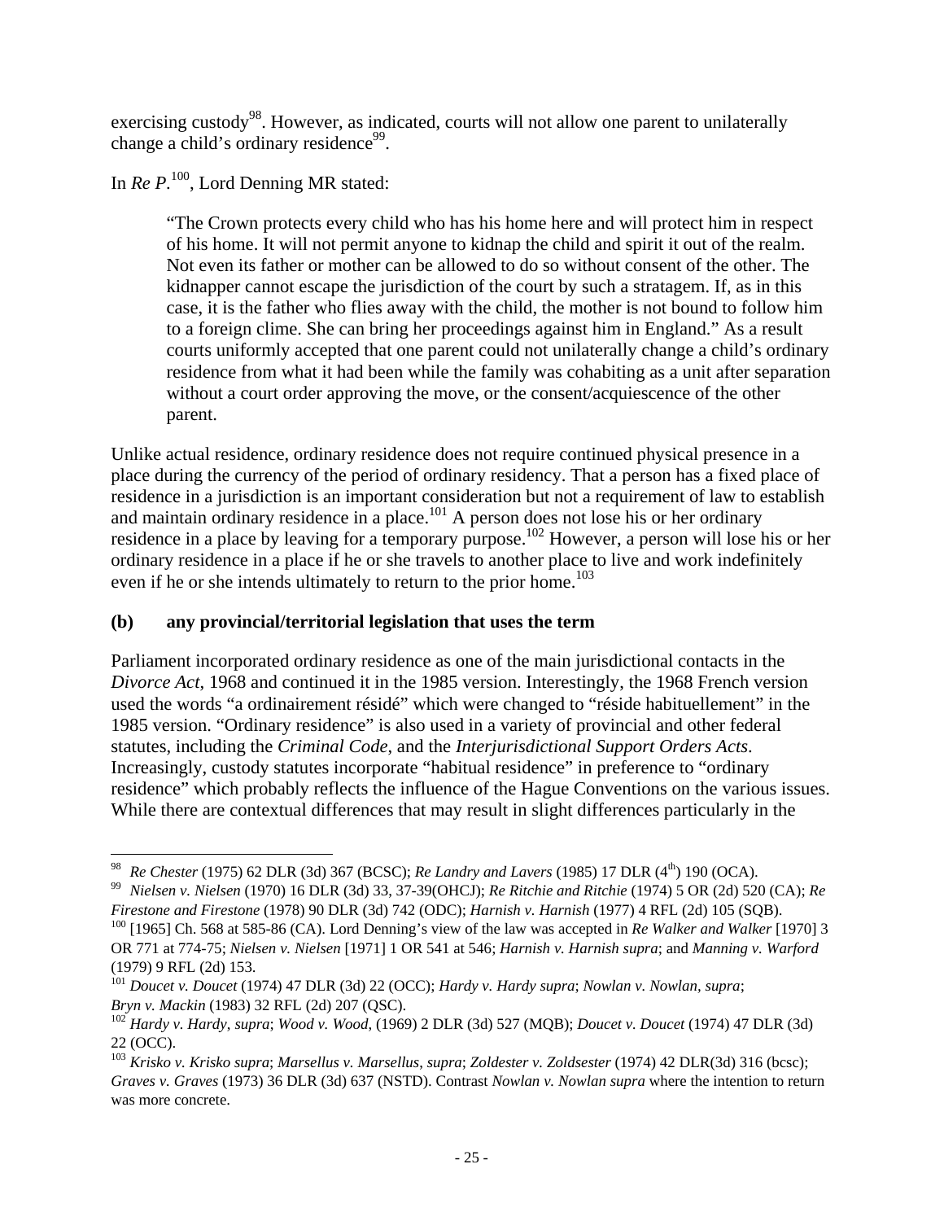exercising custody[98]. However, as indicated, courts will not allow one parent to unilaterally change a child's ordinary residence[99].

In *Re P.*[100], Lord Denning MR stated:

> "The Crown protects every child who has his home here and will protect him in respect of his home. It will not permit anyone to kidnap the child and spirit it out of the realm. Not even its father or mother can be allowed to do so without consent of the other. The kidnapper cannot escape the jurisdiction of the court by such a stratagem. If, as in this case, it is the father who flies away with the child, the mother is not bound to follow him to a foreign clime. She can bring her proceedings against him in England." As a result courts uniformly accepted that one parent could not unilaterally change a child's ordinary residence from what it had been while the family was cohabiting as a unit after separation without a court order approving the move, or the consent/acquiescence of the other parent.

Unlike actual residence, ordinary residence does not require continued physical presence in a place during the currency of the period of ordinary residency. That a person has a fixed place of residence in a jurisdiction is an important consideration but not a requirement of law to establish and maintain ordinary residence in a place.[101] A person does not lose his or her ordinary residence in a place by leaving for a temporary purpose.[102] However, a person will lose his or her ordinary residence in a place if he or she travels to another place to live and work indefinitely even if he or she intends ultimately to return to the prior home.[103]

### (b) any provincial/territorial legislation that uses the term

Parliament incorporated ordinary residence as one of the main jurisdictional contacts in the *Divorce Act*, 1968 and continued it in the 1985 version. Interestingly, the 1968 French version used the words "a ordinairement résidé" which were changed to "réside habituellement" in the 1985 version. "Ordinary residence" is also used in a variety of provincial and other federal statutes, including the *Criminal Code*, and the *Interjurisdictional Support Orders Acts*. Increasingly, custody statutes incorporate "habitual residence" in preference to "ordinary residence" which probably reflects the influence of the Hague Conventions on the various issues. While there are contextual differences that may result in slight differences particularly in the

---

[98] *Re Chester* (1975) 62 DLR (3d) 367 (BCSC); *Re Landry and Lavers* (1985) 17 DLR (4th) 190 (OCA).

[99] *Nielsen v. Nielsen* (1970) 16 DLR (3d) 33, 37-39(OHCJ); *Re Ritchie and Ritchie* (1974) 5 OR (2d) 520 (CA); *Re Firestone and Firestone* (1978) 90 DLR (3d) 742 (ODC); *Harnish v. Harnish* (1977) 4 RFL (2d) 105 (SQB).

[100] [1965] Ch. 568 at 585-86 (CA). Lord Denning's view of the law was accepted in *Re Walker and Walker* [1970] 3 OR 771 at 774-75; *Nielsen v. Nielsen* [1971] 1 OR 541 at 546; *Harnish v. Harnish supra*; and *Manning v. Warford* (1979) 9 RFL (2d) 153.

[101] *Doucet v. Doucet* (1974) 47 DLR (3d) 22 (OCC); *Hardy v. Hardy supra*; *Nowlan v. Nowlan, supra*; *Bryn v. Mackin* (1983) 32 RFL (2d) 207 (QSC).

[102] *Hardy v. Hardy, supra*; *Wood v. Wood*, (1969) 2 DLR (3d) 527 (MQB); *Doucet v. Doucet* (1974) 47 DLR (3d) 22 (OCC).

[103] *Krisko v. Krisko supra*; *Marsellus v. Marsellus, supra*; *Zoldester v. Zoldsester* (1974) 42 DLR(3d) 316 (bcsc); *Graves v. Graves* (1973) 36 DLR (3d) 637 (NSTD). Contrast *Nowlan v. Nowlan supra* where the intention to return was more concrete.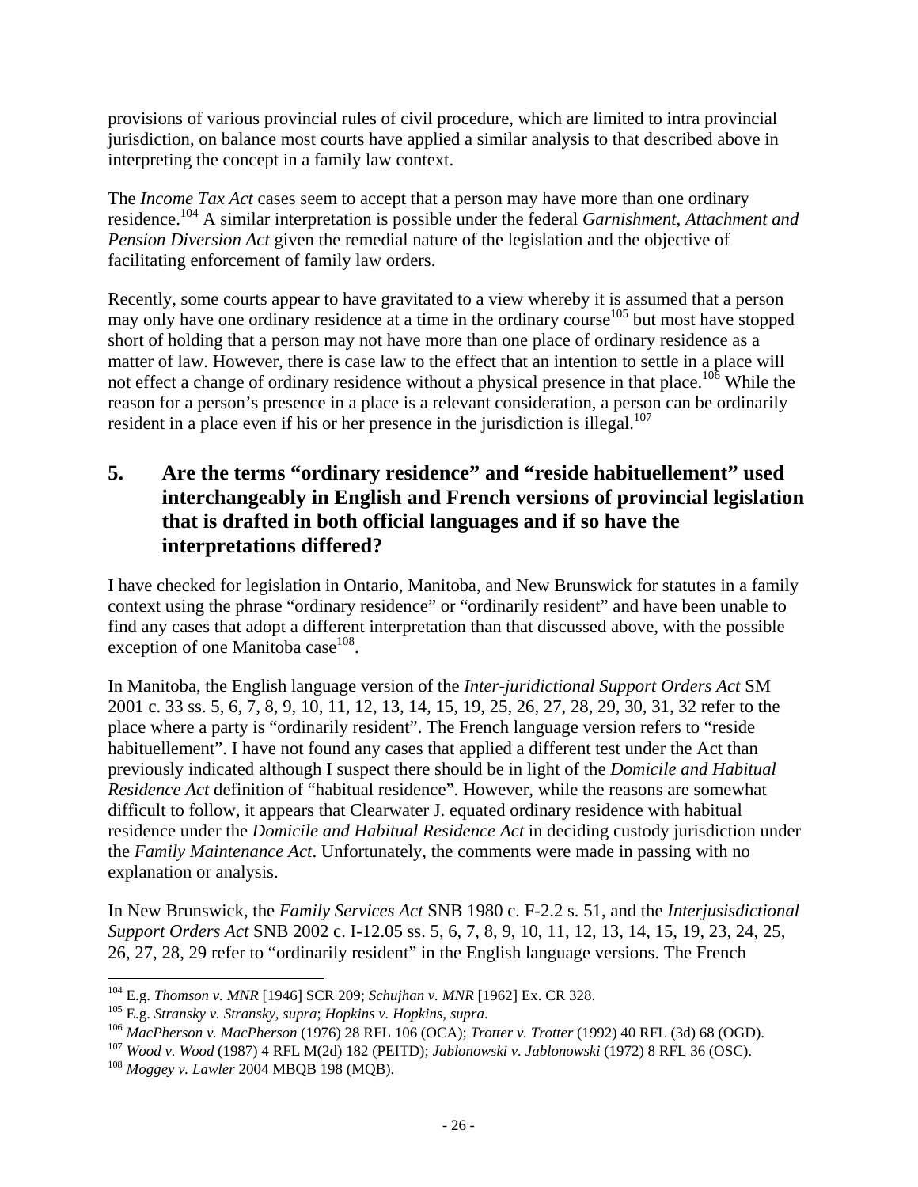provisions of various provincial rules of civil procedure, which are limited to intra provincial jurisdiction, on balance most courts have applied a similar analysis to that described above in interpreting the concept in a family law context.

The *Income Tax Act* cases seem to accept that a person may have more than one ordinary residence.[104] A similar interpretation is possible under the federal *Garnishment, Attachment and Pension Diversion Act* given the remedial nature of the legislation and the objective of facilitating enforcement of family law orders.

Recently, some courts appear to have gravitated to a view whereby it is assumed that a person may only have one ordinary residence at a time in the ordinary course[105] but most have stopped short of holding that a person may not have more than one place of ordinary residence as a matter of law. However, there is case law to the effect that an intention to settle in a place will not effect a change of ordinary residence without a physical presence in that place.[106] While the reason for a person's presence in a place is a relevant consideration, a person can be ordinarily resident in a place even if his or her presence in the jurisdiction is illegal.[107]

## 5. Are the terms "ordinary residence" and "reside habituellement" used interchangeably in English and French versions of provincial legislation that is drafted in both official languages and if so have the interpretations differed?

I have checked for legislation in Ontario, Manitoba, and New Brunswick for statutes in a family context using the phrase "ordinary residence" or "ordinarily resident" and have been unable to find any cases that adopt a different interpretation than that discussed above, with the possible exception of one Manitoba case[108].

In Manitoba, the English language version of the *Inter-juridictional Support Orders Act* SM 2001 c. 33 ss. 5, 6, 7, 8, 9, 10, 11, 12, 13, 14, 15, 19, 25, 26, 27, 28, 29, 30, 31, 32 refer to the place where a party is "ordinarily resident". The French language version refers to "reside habituellement". I have not found any cases that applied a different test under the Act than previously indicated although I suspect there should be in light of the *Domicile and Habitual Residence Act* definition of "habitual residence". However, while the reasons are somewhat difficult to follow, it appears that Clearwater J. equated ordinary residence with habitual residence under the *Domicile and Habitual Residence Act* in deciding custody jurisdiction under the *Family Maintenance Act*. Unfortunately, the comments were made in passing with no explanation or analysis.

In New Brunswick, the *Family Services Act* SNB 1980 c. F-2.2 s. 51, and the *Interjusisdictional Support Orders Act* SNB 2002 c. I-12.05 ss. 5, 6, 7, 8, 9, 10, 11, 12, 13, 14, 15, 19, 23, 24, 25, 26, 27, 28, 29 refer to "ordinarily resident" in the English language versions. The French

---

[104] E.g. *Thomson v. MNR* [1946] SCR 209; *Schujhan v. MNR* [1962] Ex. CR 328.

[105] E.g. *Stransky v. Stransky, supra*; *Hopkins v. Hopkins, supra*.

[106] *MacPherson v. MacPherson* (1976) 28 RFL 106 (OCA); *Trotter v. Trotter* (1992) 40 RFL (3d) 68 (OGD).

[107] *Wood v. Wood* (1987) 4 RFL M(2d) 182 (PEITD); *Jablonowski v. Jablonowski* (1972) 8 RFL 36 (OSC).

[108] *Moggey v. Lawler* 2004 MBQB 198 (MQB).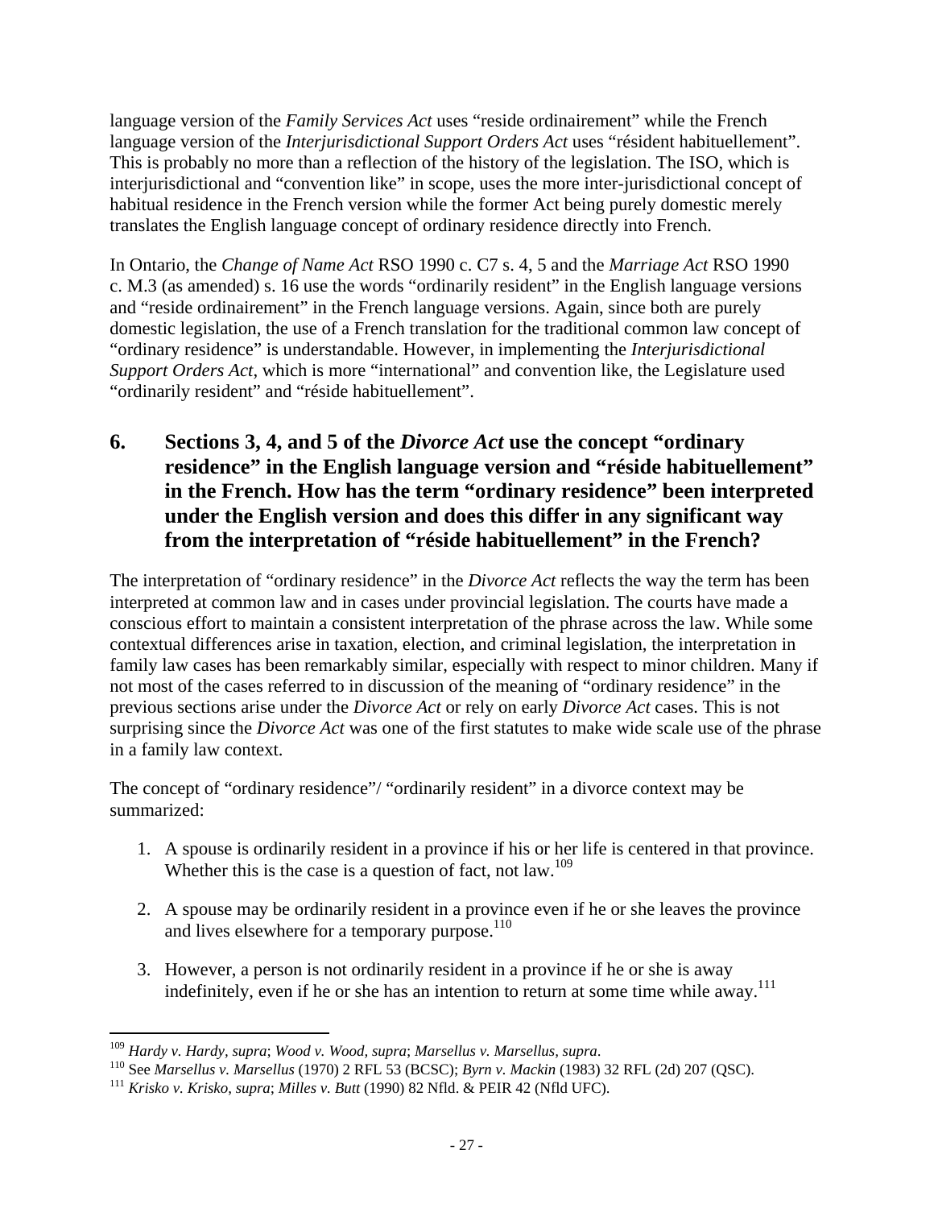language version of the *Family Services Act* uses "reside ordinairement" while the French language version of the *Interjurisdictional Support Orders Act* uses "résident habituellement". This is probably no more than a reflection of the history of the legislation. The ISO, which is interjurisdictional and "convention like" in scope, uses the more inter-jurisdictional concept of habitual residence in the French version while the former Act being purely domestic merely translates the English language concept of ordinary residence directly into French.

In Ontario, the *Change of Name Act* RSO 1990 c. C7 s. 4, 5 and the *Marriage Act* RSO 1990 c. M.3 (as amended) s. 16 use the words "ordinarily resident" in the English language versions and "reside ordinairement" in the French language versions. Again, since both are purely domestic legislation, the use of a French translation for the traditional common law concept of "ordinary residence" is understandable. However, in implementing the *Interjurisdictional Support Orders Act*, which is more "international" and convention like, the Legislature used "ordinarily resident" and "réside habituellement".

## 6. Sections 3, 4, and 5 of the *Divorce Act* use the concept "ordinary residence" in the English language version and "réside habituellement" in the French. How has the term "ordinary residence" been interpreted under the English version and does this differ in any significant way from the interpretation of "réside habituellement" in the French?

The interpretation of "ordinary residence" in the *Divorce Act* reflects the way the term has been interpreted at common law and in cases under provincial legislation. The courts have made a conscious effort to maintain a consistent interpretation of the phrase across the law. While some contextual differences arise in taxation, election, and criminal legislation, the interpretation in family law cases has been remarkably similar, especially with respect to minor children. Many if not most of the cases referred to in discussion of the meaning of "ordinary residence" in the previous sections arise under the *Divorce Act* or rely on early *Divorce Act* cases. This is not surprising since the *Divorce Act* was one of the first statutes to make wide scale use of the phrase in a family law context.

The concept of "ordinary residence"/ "ordinarily resident" in a divorce context may be summarized:

1. A spouse is ordinarily resident in a province if his or her life is centered in that province. Whether this is the case is a question of fact, not law.[109]

2. A spouse may be ordinarily resident in a province even if he or she leaves the province and lives elsewhere for a temporary purpose.[110]

3. However, a person is not ordinarily resident in a province if he or she is away indefinitely, even if he or she has an intention to return at some time while away.[111]

---

[109] *Hardy v. Hardy, supra*; *Wood v. Wood, supra*; *Marsellus v. Marsellus, supra*.

[110] See *Marsellus v. Marsellus* (1970) 2 RFL 53 (BCSC); *Byrn v. Mackin* (1983) 32 RFL (2d) 207 (QSC).

[111] *Krisko v. Krisko, supra*; *Milles v. Butt* (1990) 82 Nfld. & PEIR 42 (Nfld UFC).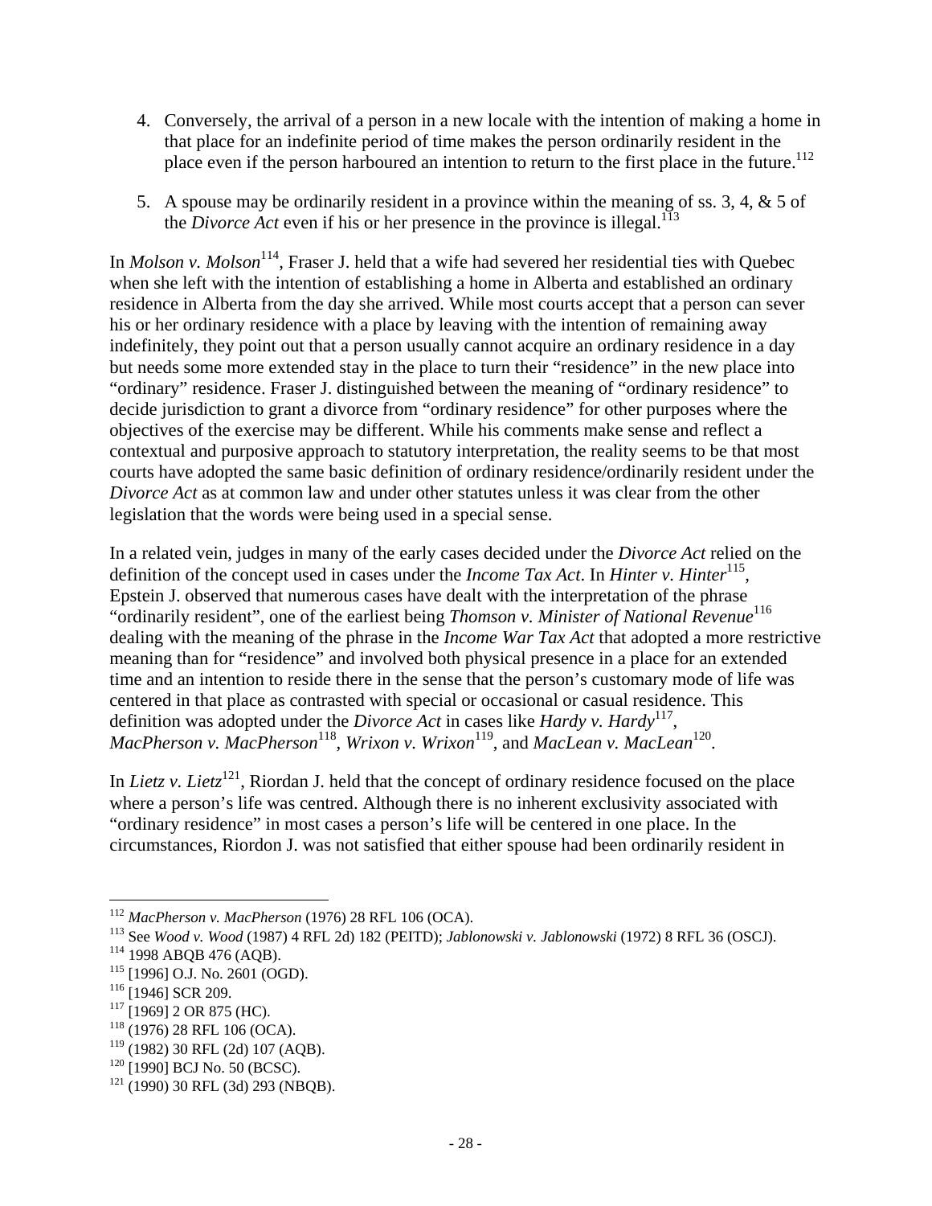4. Conversely, the arrival of a person in a new locale with the intention of making a home in that place for an indefinite period of time makes the person ordinarily resident in the place even if the person harboured an intention to return to the first place in the future.[112]

5. A spouse may be ordinarily resident in a province within the meaning of ss. 3, 4, & 5 of the *Divorce Act* even if his or her presence in the province is illegal.[113]

In *Molson v. Molson*[114], Fraser J. held that a wife had severed her residential ties with Quebec when she left with the intention of establishing a home in Alberta and established an ordinary residence in Alberta from the day she arrived. While most courts accept that a person can sever his or her ordinary residence with a place by leaving with the intention of remaining away indefinitely, they point out that a person usually cannot acquire an ordinary residence in a day but needs some more extended stay in the place to turn their "residence" in the new place into "ordinary" residence. Fraser J. distinguished between the meaning of "ordinary residence" to decide jurisdiction to grant a divorce from "ordinary residence" for other purposes where the objectives of the exercise may be different. While his comments make sense and reflect a contextual and purposive approach to statutory interpretation, the reality seems to be that most courts have adopted the same basic definition of ordinary residence/ordinarily resident under the *Divorce Act* as at common law and under other statutes unless it was clear from the other legislation that the words were being used in a special sense.

In a related vein, judges in many of the early cases decided under the *Divorce Act* relied on the definition of the concept used in cases under the *Income Tax Act*. In *Hinter v. Hinter*[115], Epstein J. observed that numerous cases have dealt with the interpretation of the phrase "ordinarily resident", one of the earliest being *Thomson v. Minister of National Revenue*[116] dealing with the meaning of the phrase in the *Income War Tax Act* that adopted a more restrictive meaning than for "residence" and involved both physical presence in a place for an extended time and an intention to reside there in the sense that the person's customary mode of life was centered in that place as contrasted with special or occasional or casual residence. This definition was adopted under the *Divorce Act* in cases like *Hardy v. Hardy*[117], *MacPherson v. MacPherson*[118], *Wrixon v. Wrixon*[119], and *MacLean v. MacLean*[120].

In *Lietz v. Lietz*[121], Riordan J. held that the concept of ordinary residence focused on the place where a person's life was centred. Although there is no inherent exclusivity associated with "ordinary residence" in most cases a person's life will be centered in one place. In the circumstances, Riordon J. was not satisfied that either spouse had been ordinarily resident in

---

[112] *MacPherson v. MacPherson* (1976) 28 RFL 106 (OCA).

[113] See *Wood v. Wood* (1987) 4 RFL 2d) 182 (PEITD); *Jablonowski v. Jablonowski* (1972) 8 RFL 36 (OSCJ).

[114] 1998 ABQB 476 (AQB).

[115] [1996] O.J. No. 2601 (OGD).

[116] [1946] SCR 209.

[117] [1969] 2 OR 875 (HC).

[118] (1976) 28 RFL 106 (OCA).

[119] (1982) 30 RFL (2d) 107 (AQB).

[120] [1990] BCJ No. 50 (BCSC).

[121] (1990) 30 RFL (3d) 293 (NBQB).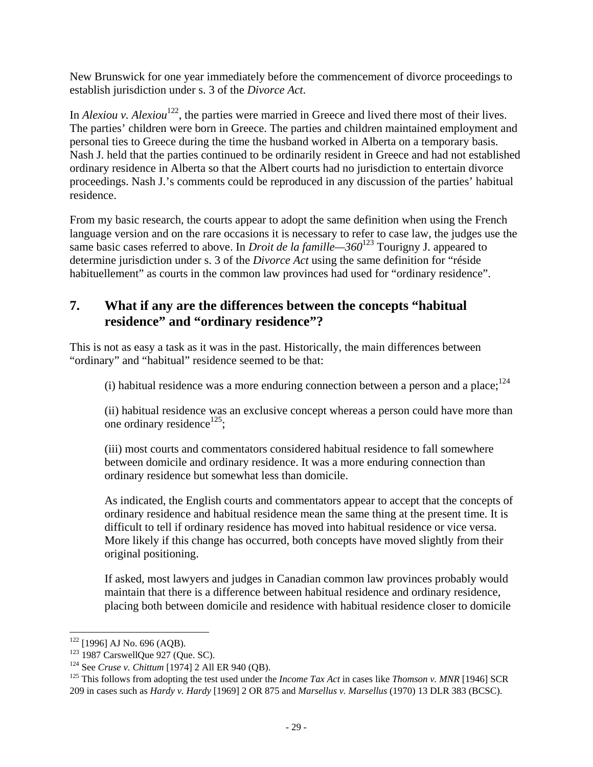New Brunswick for one year immediately before the commencement of divorce proceedings to establish jurisdiction under s. 3 of the *Divorce Act*.

In *Alexiou v. Alexiou*[122], the parties were married in Greece and lived there most of their lives. The parties' children were born in Greece. The parties and children maintained employment and personal ties to Greece during the time the husband worked in Alberta on a temporary basis. Nash J. held that the parties continued to be ordinarily resident in Greece and had not established ordinary residence in Alberta so that the Albert courts had no jurisdiction to entertain divorce proceedings. Nash J.'s comments could be reproduced in any discussion of the parties' habitual residence.

From my basic research, the courts appear to adopt the same definition when using the French language version and on the rare occasions it is necessary to refer to case law, the judges use the same basic cases referred to above. In *Droit de la famille—360*[123] Tourigny J. appeared to determine jurisdiction under s. 3 of the *Divorce Act* using the same definition for "réside habituellement" as courts in the common law provinces had used for "ordinary residence".

## 7. What if any are the differences between the concepts "habitual residence" and "ordinary residence"?

This is not as easy a task as it was in the past. Historically, the main differences between "ordinary" and "habitual" residence seemed to be that:

(i) habitual residence was a more enduring connection between a person and a place;[124]

(ii) habitual residence was an exclusive concept whereas a person could have more than one ordinary residence[125];

(iii) most courts and commentators considered habitual residence to fall somewhere between domicile and ordinary residence. It was a more enduring connection than ordinary residence but somewhat less than domicile.

As indicated, the English courts and commentators appear to accept that the concepts of ordinary residence and habitual residence mean the same thing at the present time. It is difficult to tell if ordinary residence has moved into habitual residence or vice versa. More likely if this change has occurred, both concepts have moved slightly from their original positioning.

If asked, most lawyers and judges in Canadian common law provinces probably would maintain that there is a difference between habitual residence and ordinary residence, placing both between domicile and residence with habitual residence closer to domicile

---

[122] [1996] AJ No. 696 (AQB).

[123] 1987 CarswellQue 927 (Que. SC).

[124] See *Cruse v. Chittum* [1974] 2 All ER 940 (QB).

[125] This follows from adopting the test used under the *Income Tax Act* in cases like *Thomson v. MNR* [1946] SCR 209 in cases such as *Hardy v. Hardy* [1969] 2 OR 875 and *Marsellus v. Marsellus* (1970) 13 DLR 383 (BCSC).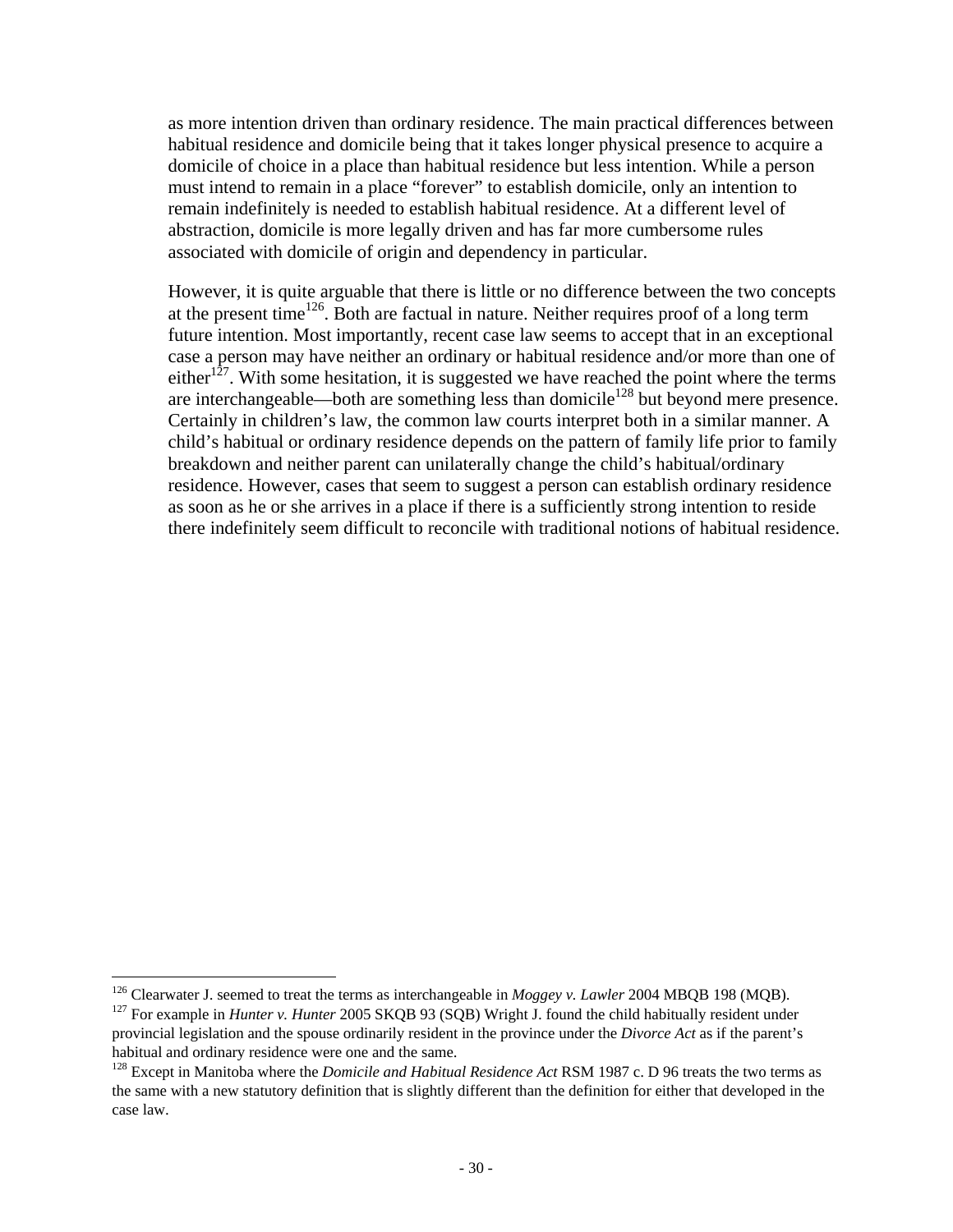as more intention driven than ordinary residence. The main practical differences between habitual residence and domicile being that it takes longer physical presence to acquire a domicile of choice in a place than habitual residence but less intention. While a person must intend to remain in a place "forever" to establish domicile, only an intention to remain indefinitely is needed to establish habitual residence. At a different level of abstraction, domicile is more legally driven and has far more cumbersome rules associated with domicile of origin and dependency in particular.

However, it is quite arguable that there is little or no difference between the two concepts at the present time[126]. Both are factual in nature. Neither requires proof of a long term future intention. Most importantly, recent case law seems to accept that in an exceptional case a person may have neither an ordinary or habitual residence and/or more than one of either[127]. With some hesitation, it is suggested we have reached the point where the terms are interchangeable—both are something less than domicile[128] but beyond mere presence. Certainly in children's law, the common law courts interpret both in a similar manner. A child's habitual or ordinary residence depends on the pattern of family life prior to family breakdown and neither parent can unilaterally change the child's habitual/ordinary residence. However, cases that seem to suggest a person can establish ordinary residence as soon as he or she arrives in a place if there is a sufficiently strong intention to reside there indefinitely seem difficult to reconcile with traditional notions of habitual residence.

---

[126] Clearwater J. seemed to treat the terms as interchangeable in *Moggey v. Lawler* 2004 MBQB 198 (MQB).

[127] For example in *Hunter v. Hunter* 2005 SKQB 93 (SQB) Wright J. found the child habitually resident under provincial legislation and the spouse ordinarily resident in the province under the *Divorce Act* as if the parent's habitual and ordinary residence were one and the same.

[128] Except in Manitoba where the *Domicile and Habitual Residence Act* RSM 1987 c. D 96 treats the two terms as the same with a new statutory definition that is slightly different than the definition for either that developed in the case law.